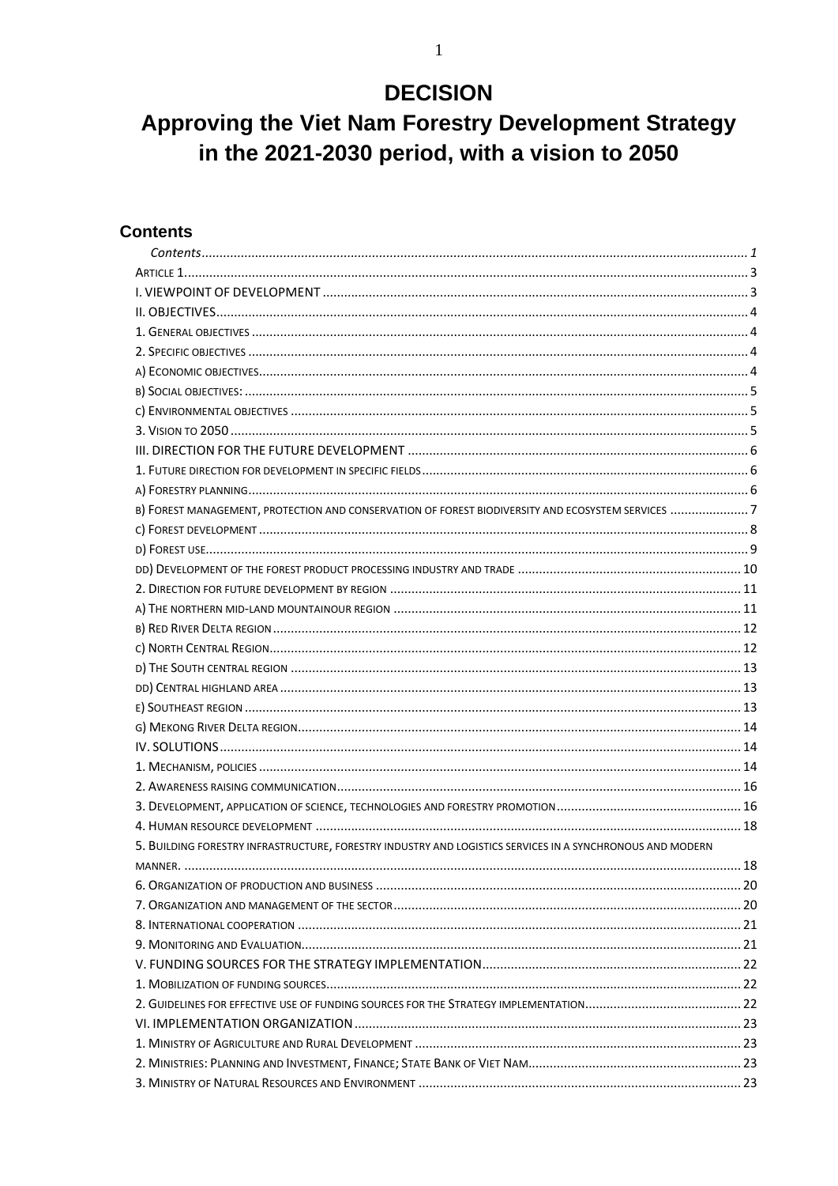# DECISION

# Approving the Viet Nam Forestry Development Strategy in the 2021-2030 period, with a vision to 2050

## Contents

*Contents* ........ *1*

ARTICLE 1 ........ 3

I. VIEWPOINT OF DEVELOPMENT ........ 3

II. OBJECTIVES ........ 4

1. GENERAL OBJECTIVES ........ 4

2. SPECIFIC OBJECTIVES ........ 4

A) ECONOMIC OBJECTIVES ........ 4

B) SOCIAL OBJECTIVES: ........ 5

C) ENVIRONMENTAL OBJECTIVES ........ 5

3. VISION TO 2050 ........ 5

III. DIRECTION FOR THE FUTURE DEVELOPMENT ........ 6

1. FUTURE DIRECTION FOR DEVELOPMENT IN SPECIFIC FIELDS ........ 6

A) FORESTRY PLANNING ........ 6

B) FOREST MANAGEMENT, PROTECTION AND CONSERVATION OF FOREST BIODIVERSITY AND ECOSYSTEM SERVICES ........ 7

C) FOREST DEVELOPMENT ........ 8

D) FOREST USE ........ 9

DD) DEVELOPMENT OF THE FOREST PRODUCT PROCESSING INDUSTRY AND TRADE ........ 10

2. DIRECTION FOR FUTURE DEVELOPMENT BY REGION ........ 11

A) THE NORTHERN MID-LAND MOUNTAINOUR REGION ........ 11

B) RED RIVER DELTA REGION ........ 12

C) NORTH CENTRAL REGION ........ 12

D) THE SOUTH CENTRAL REGION ........ 13

DD) CENTRAL HIGHLAND AREA ........ 13

E) SOUTHEAST REGION ........ 13

G) MEKONG RIVER DELTA REGION ........ 14

IV. SOLUTIONS ........ 14

1. MECHANISM, POLICIES ........ 14

2. AWARENESS RAISING COMMUNICATION ........ 16

3. DEVELOPMENT, APPLICATION OF SCIENCE, TECHNOLOGIES AND FORESTRY PROMOTION ........ 16

4. HUMAN RESOURCE DEVELOPMENT ........ 18

5. BUILDING FORESTRY INFRASTRUCTURE, FORESTRY INDUSTRY AND LOGISTICS SERVICES IN A SYNCHRONOUS AND MODERN MANNER. ........ 18

6. ORGANIZATION OF PRODUCTION AND BUSINESS ........ 20

7. ORGANIZATION AND MANAGEMENT OF THE SECTOR ........ 20

8. INTERNATIONAL COOPERATION ........ 21

9. MONITORING AND EVALUATION ........ 21

V. FUNDING SOURCES FOR THE STRATEGY IMPLEMENTATION ........ 22

1. MOBILIZATION OF FUNDING SOURCES ........ 22

2. GUIDELINES FOR EFFECTIVE USE OF FUNDING SOURCES FOR THE STRATEGY IMPLEMENTATION ........ 22

VI. IMPLEMENTATION ORGANIZATION ........ 23

1. MINISTRY OF AGRICULTURE AND RURAL DEVELOPMENT ........ 23

2. MINISTRIES: PLANNING AND INVESTMENT, FINANCE; STATE BANK OF VIET NAM ........ 23

3. MINISTRY OF NATURAL RESOURCES AND ENVIRONMENT ........ 23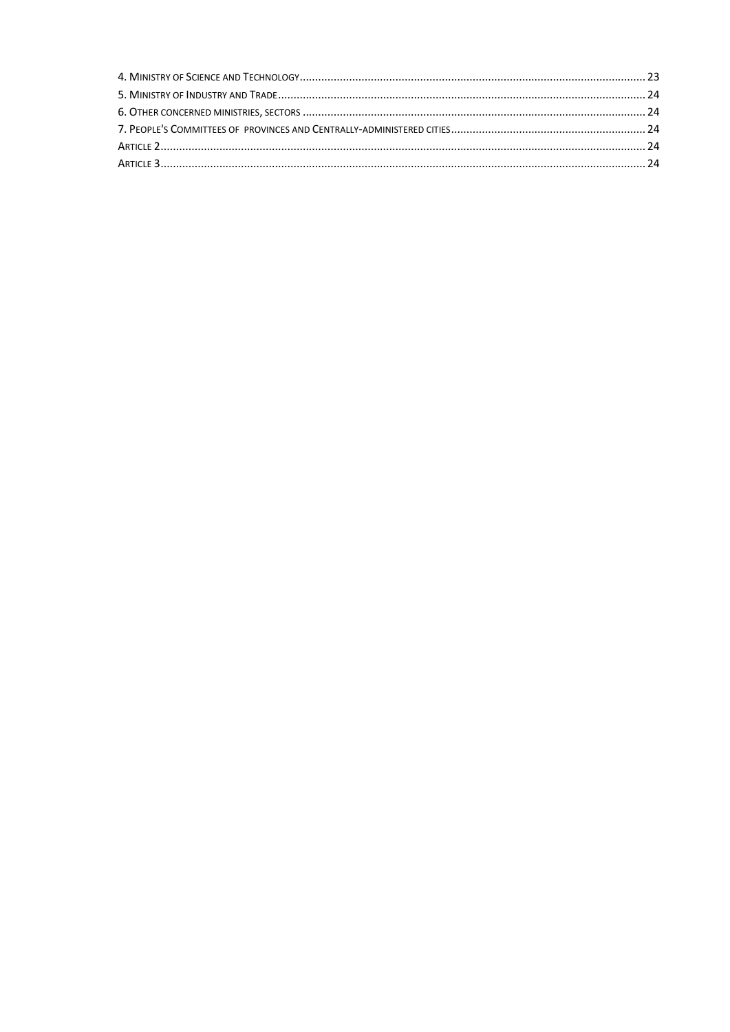4. Ministry of Science and Technology ........................................................................ 23
5. Ministry of Industry and Trade ................................................................................ 24
6. Other concerned ministries, sectors ......................................................................... 24
7. People's Committees of provinces and Centrally-administered cities ....................... 24
Article 2 ........................................................................................................................ 24
Article 3 ........................................................................................................................ 24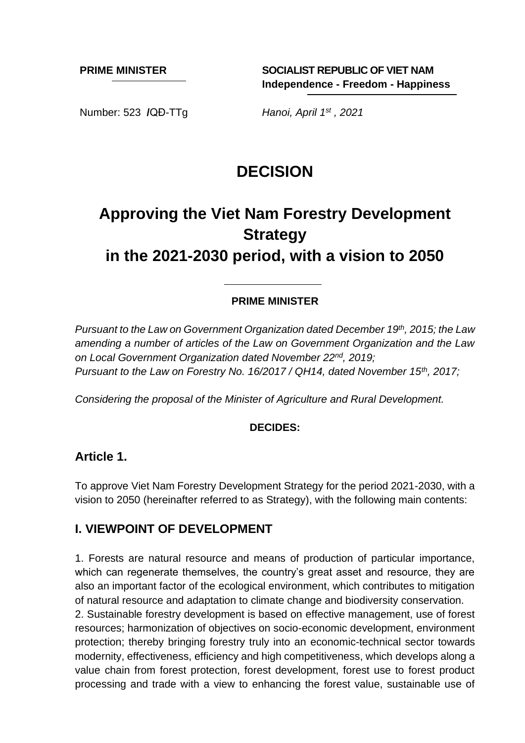**PRIME MINISTER**

**SOCIALIST REPUBLIC OF VIET NAM**
**Independence - Freedom - Happiness**

Number: 523 /QĐ-TTg

*Hanoi, April 1st, 2021*

# DECISION

# Approving the Viet Nam Forestry Development Strategy in the 2021-2030 period, with a vision to 2050

**PRIME MINISTER**

*Pursuant to the Law on Government Organization dated December 19th, 2015; the Law amending a number of articles of the Law on Government Organization and the Law on Local Government Organization dated November 22nd, 2019;*
*Pursuant to the Law on Forestry No. 16/2017 / QH14, dated November 15th, 2017;*

*Considering the proposal of the Minister of Agriculture and Rural Development.*

**DECIDES:**

## Article 1.

To approve Viet Nam Forestry Development Strategy for the period 2021-2030, with a vision to 2050 (hereinafter referred to as Strategy), with the following main contents:

## I. VIEWPOINT OF DEVELOPMENT

1. Forests are natural resource and means of production of particular importance, which can regenerate themselves, the country's great asset and resource, they are also an important factor of the ecological environment, which contributes to mitigation of natural resource and adaptation to climate change and biodiversity conservation.
2. Sustainable forestry development is based on effective management, use of forest resources; harmonization of objectives on socio-economic development, environment protection; thereby bringing forestry truly into an economic-technical sector towards modernity, effectiveness, efficiency and high competitiveness, which develops along a value chain from forest protection, forest development, forest use to forest product processing and trade with a view to enhancing the forest value, sustainable use of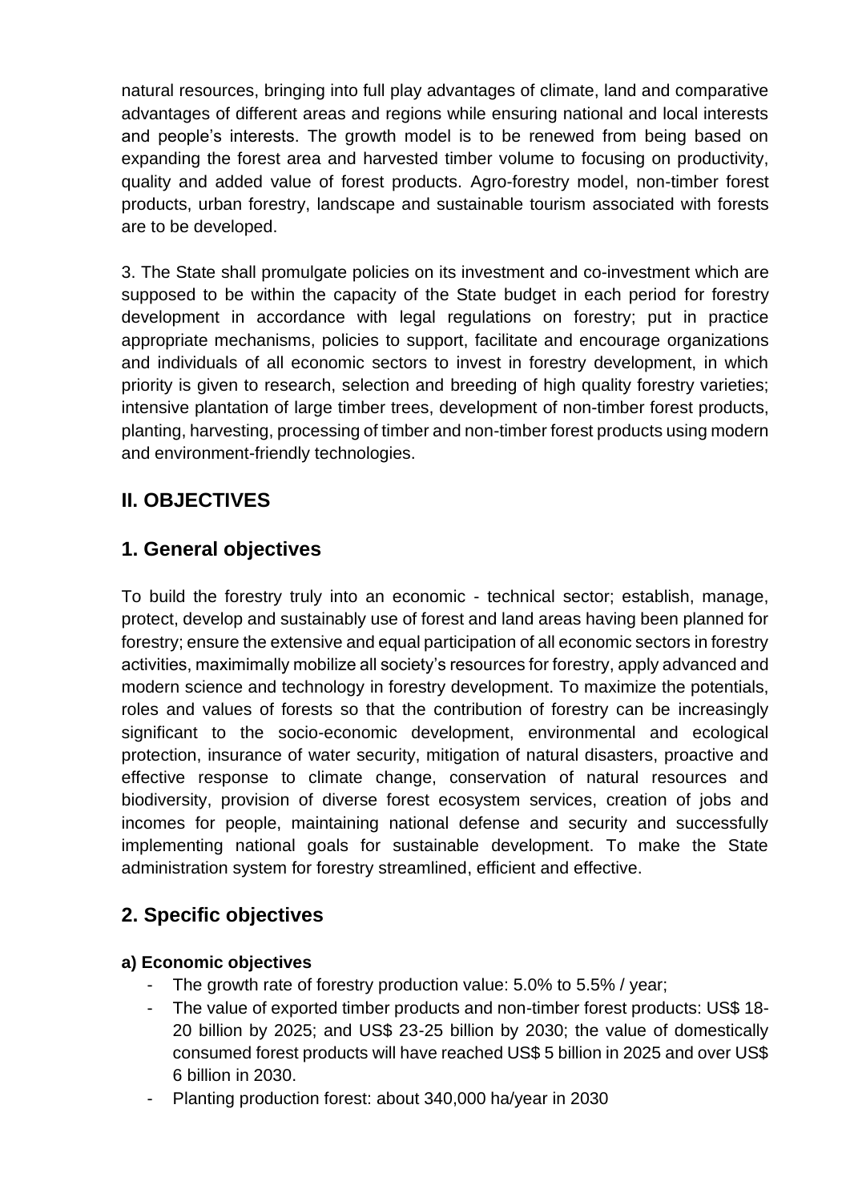natural resources, bringing into full play advantages of climate, land and comparative advantages of different areas and regions while ensuring national and local interests and people's interests. The growth model is to be renewed from being based on expanding the forest area and harvested timber volume to focusing on productivity, quality and added value of forest products. Agro-forestry model, non-timber forest products, urban forestry, landscape and sustainable tourism associated with forests are to be developed.

3. The State shall promulgate policies on its investment and co-investment which are supposed to be within the capacity of the State budget in each period for forestry development in accordance with legal regulations on forestry; put in practice appropriate mechanisms, policies to support, facilitate and encourage organizations and individuals of all economic sectors to invest in forestry development, in which priority is given to research, selection and breeding of high quality forestry varieties; intensive plantation of large timber trees, development of non-timber forest products, planting, harvesting, processing of timber and non-timber forest products using modern and environment-friendly technologies.

## II. OBJECTIVES

## 1. General objectives

To build the forestry truly into an economic - technical sector; establish, manage, protect, develop and sustainably use of forest and land areas having been planned for forestry; ensure the extensive and equal participation of all economic sectors in forestry activities, maximimally mobilize all society's resources for forestry, apply advanced and modern science and technology in forestry development. To maximize the potentials, roles and values of forests so that the contribution of forestry can be increasingly significant to the socio-economic development, environmental and ecological protection, insurance of water security, mitigation of natural disasters, proactive and effective response to climate change, conservation of natural resources and biodiversity, provision of diverse forest ecosystem services, creation of jobs and incomes for people, maintaining national defense and security and successfully implementing national goals for sustainable development. To make the State administration system for forestry streamlined, efficient and effective.

## 2. Specific objectives

### a) Economic objectives

- The growth rate of forestry production value: 5.0% to 5.5% / year;
- The value of exported timber products and non-timber forest products: US$ 18-20 billion by 2025; and US$ 23-25 billion by 2030; the value of domestically consumed forest products will have reached US$ 5 billion in 2025 and over US$ 6 billion in 2030.
- Planting production forest: about 340,000 ha/year in 2030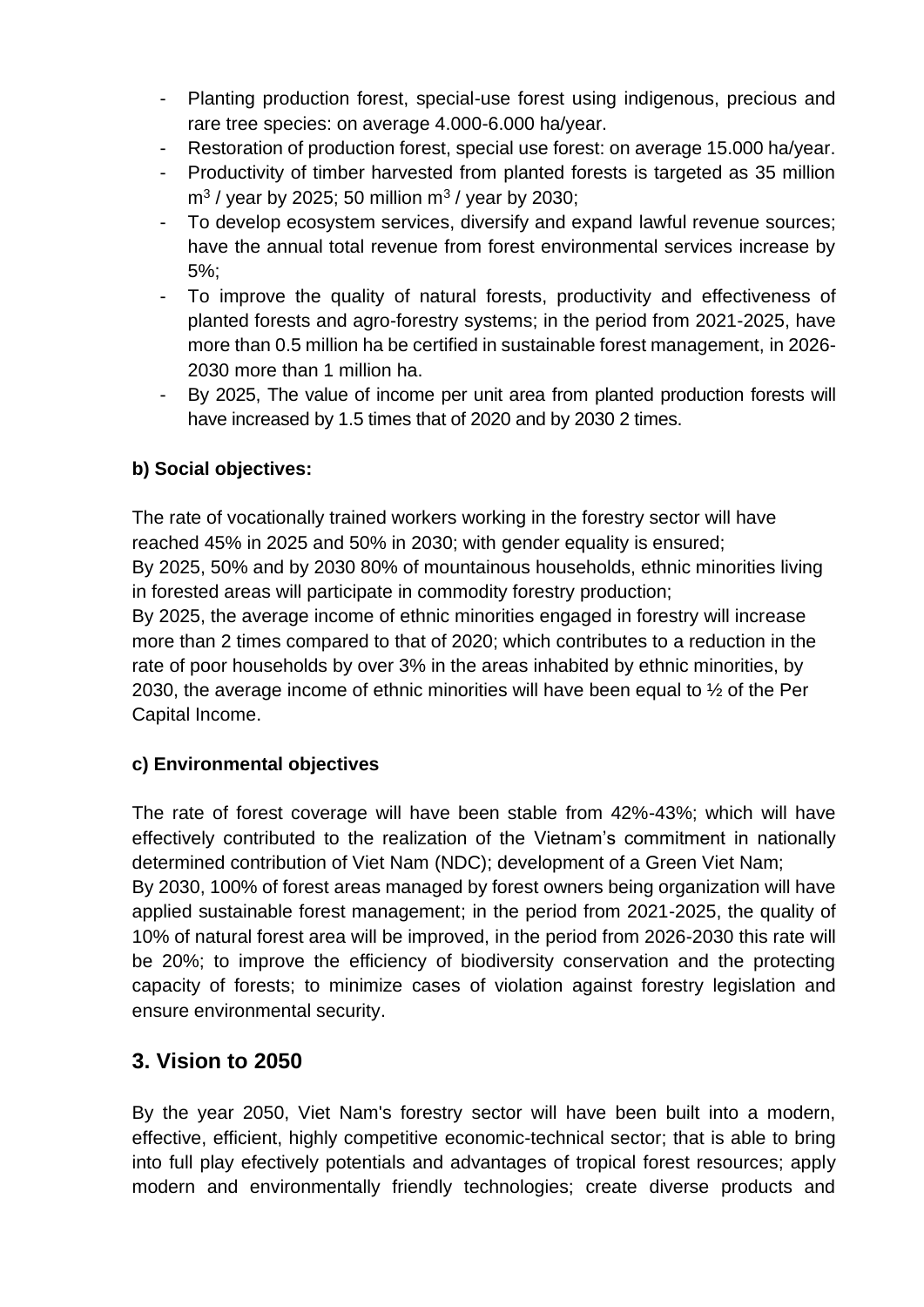- Planting production forest, special-use forest using indigenous, precious and rare tree species: on average 4.000-6.000 ha/year.
- Restoration of production forest, special use forest: on average 15.000 ha/year.
- Productivity of timber harvested from planted forests is targeted as 35 million $m^3$ / year by 2025; 50 million $m^3$ / year by 2030;
- To develop ecosystem services, diversify and expand lawful revenue sources; have the annual total revenue from forest environmental services increase by 5%;
- To improve the quality of natural forests, productivity and effectiveness of planted forests and agro-forestry systems; in the period from 2021-2025, have more than 0.5 million ha be certified in sustainable forest management, in 2026-2030 more than 1 million ha.
- By 2025, The value of income per unit area from planted production forests will have increased by 1.5 times that of 2020 and by 2030 2 times.

**b) Social objectives:**

The rate of vocationally trained workers working in the forestry sector will have reached 45% in 2025 and 50% in 2030; with gender equality is ensured;
By 2025, 50% and by 2030 80% of mountainous households, ethnic minorities living in forested areas will participate in commodity forestry production;
By 2025, the average income of ethnic minorities engaged in forestry will increase more than 2 times compared to that of 2020; which contributes to a reduction in the rate of poor households by over 3% in the areas inhabited by ethnic minorities, by 2030, the average income of ethnic minorities will have been equal to ½ of the Per Capital Income.

**c) Environmental objectives**

The rate of forest coverage will have been stable from 42%-43%; which will have effectively contributed to the realization of the Vietnam's commitment in nationally determined contribution of Viet Nam (NDC); development of a Green Viet Nam;
By 2030, 100% of forest areas managed by forest owners being organization will have applied sustainable forest management; in the period from 2021-2025, the quality of 10% of natural forest area will be improved, in the period from 2026-2030 this rate will be 20%; to improve the efficiency of biodiversity conservation and the protecting capacity of forests; to minimize cases of violation against forestry legislation and ensure environmental security.

## 3. Vision to 2050

By the year 2050, Viet Nam's forestry sector will have been built into a modern, effective, efficient, highly competitive economic-technical sector; that is able to bring into full play efectively potentials and advantages of tropical forest resources; apply modern and environmentally friendly technologies; create diverse products and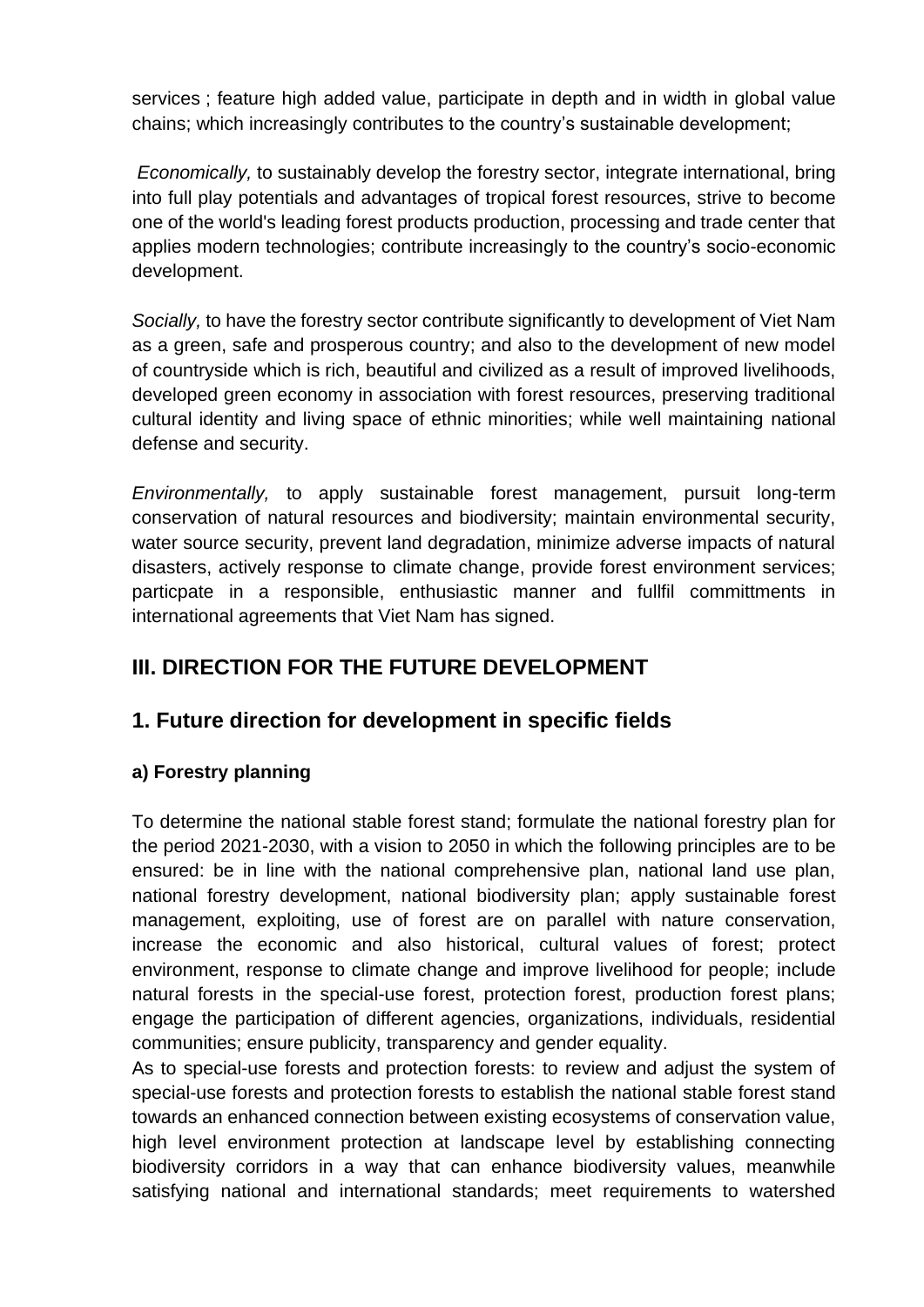services ; feature high added value, participate in depth and in width in global value chains; which increasingly contributes to the country's sustainable development;

*Economically,* to sustainably develop the forestry sector, integrate international, bring into full play potentials and advantages of tropical forest resources, strive to become one of the world's leading forest products production, processing and trade center that applies modern technologies; contribute increasingly to the country's socio-economic development.

*Socially,* to have the forestry sector contribute significantly to development of Viet Nam as a green, safe and prosperous country; and also to the development of new model of countryside which is rich, beautiful and civilized as a result of improved livelihoods, developed green economy in association with forest resources, preserving traditional cultural identity and living space of ethnic minorities; while well maintaining national defense and security.

*Environmentally,* to apply sustainable forest management, pursuit long-term conservation of natural resources and biodiversity; maintain environmental security, water source security, prevent land degradation, minimize adverse impacts of natural disasters, actively response to climate change, provide forest environment services; particpate in a responsible, enthusiastic manner and fullfil committments in international agreements that Viet Nam has signed.

## III. DIRECTION FOR THE FUTURE DEVELOPMENT

## 1. Future direction for development in specific fields

### a) Forestry planning

To determine the national stable forest stand; formulate the national forestry plan for the period 2021-2030, with a vision to 2050 in which the following principles are to be ensured: be in line with the national comprehensive plan, national land use plan, national forestry development, national biodiversity plan; apply sustainable forest management, exploiting, use of forest are on parallel with nature conservation, increase the economic and also historical, cultural values of forest; protect environment, response to climate change and improve livelihood for people; include natural forests in the special-use forest, protection forest, production forest plans; engage the participation of different agencies, organizations, individuals, residential communities; ensure publicity, transparency and gender equality.

As to special-use forests and protection forests: to review and adjust the system of special-use forests and protection forests to establish the national stable forest stand towards an enhanced connection between existing ecosystems of conservation value, high level environment protection at landscape level by establishing connecting biodiversity corridors in a way that can enhance biodiversity values, meanwhile satisfying national and international standards; meet requirements to watershed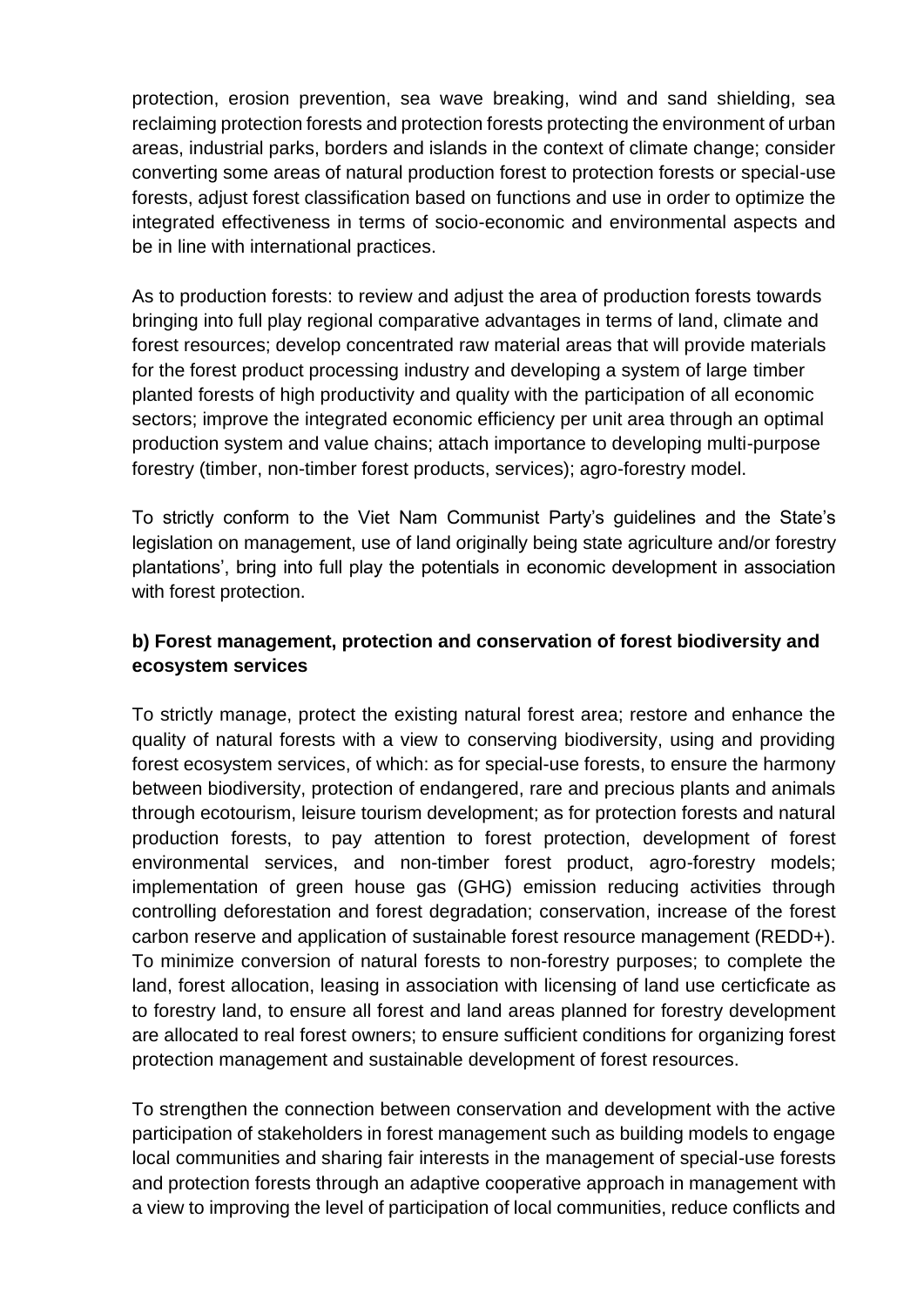protection, erosion prevention, sea wave breaking, wind and sand shielding, sea reclaiming protection forests and protection forests protecting the environment of urban areas, industrial parks, borders and islands in the context of climate change; consider converting some areas of natural production forest to protection forests or special-use forests, adjust forest classification based on functions and use in order to optimize the integrated effectiveness in terms of socio-economic and environmental aspects and be in line with international practices.

As to production forests: to review and adjust the area of production forests towards bringing into full play regional comparative advantages in terms of land, climate and forest resources; develop concentrated raw material areas that will provide materials for the forest product processing industry and developing a system of large timber planted forests of high productivity and quality with the participation of all economic sectors; improve the integrated economic efficiency per unit area through an optimal production system and value chains; attach importance to developing multi-purpose forestry (timber, non-timber forest products, services); agro-forestry model.

To strictly conform to the Viet Nam Communist Party's guidelines and the State's legislation on management, use of land originally being state agriculture and/or forestry plantations', bring into full play the potentials in economic development in association with forest protection.

**b) Forest management, protection and conservation of forest biodiversity and ecosystem services**

To strictly manage, protect the existing natural forest area; restore and enhance the quality of natural forests with a view to conserving biodiversity, using and providing forest ecosystem services, of which: as for special-use forests, to ensure the harmony between biodiversity, protection of endangered, rare and precious plants and animals through ecotourism, leisure tourism development; as for protection forests and natural production forests, to pay attention to forest protection, development of forest environmental services, and non-timber forest product, agro-forestry models; implementation of green house gas (GHG) emission reducing activities through controlling deforestation and forest degradation; conservation, increase of the forest carbon reserve and application of sustainable forest resource management (REDD+). To minimize conversion of natural forests to non-forestry purposes; to complete the land, forest allocation, leasing in association with licensing of land use certicficate as to forestry land, to ensure all forest and land areas planned for forestry development are allocated to real forest owners; to ensure sufficient conditions for organizing forest protection management and sustainable development of forest resources.

To strengthen the connection between conservation and development with the active participation of stakeholders in forest management such as building models to engage local communities and sharing fair interests in the management of special-use forests and protection forests through an adaptive cooperative approach in management with a view to improving the level of participation of local communities, reduce conflicts and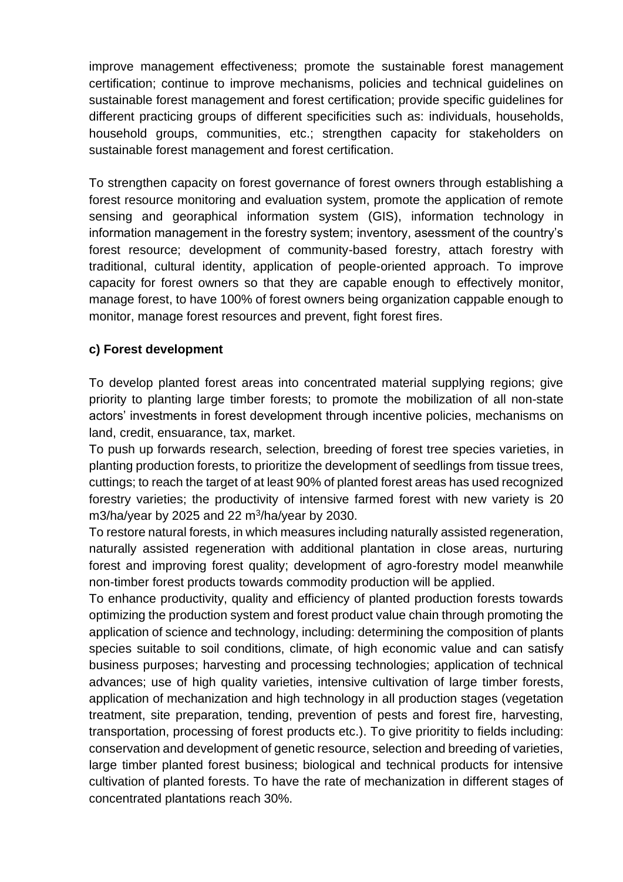improve management effectiveness; promote the sustainable forest management certification; continue to improve mechanisms, policies and technical guidelines on sustainable forest management and forest certification; provide specific guidelines for different practicing groups of different specificities such as: individuals, households, household groups, communities, etc.; strengthen capacity for stakeholders on sustainable forest management and forest certification.

To strengthen capacity on forest governance of forest owners through establishing a forest resource monitoring and evaluation system, promote the application of remote sensing and georaphical information system (GIS), information technology in information management in the forestry system; inventory, asessment of the country's forest resource; development of community-based forestry, attach forestry with traditional, cultural identity, application of people-oriented approach. To improve capacity for forest owners so that they are capable enough to effectively monitor, manage forest, to have 100% of forest owners being organization cappable enough to monitor, manage forest resources and prevent, fight forest fires.

**c) Forest development**

To develop planted forest areas into concentrated material supplying regions; give priority to planting large timber forests; to promote the mobilization of all non-state actors' investments in forest development through incentive policies, mechanisms on land, credit, ensuarance, tax, market.

To push up forwards research, selection, breeding of forest tree species varieties, in planting production forests, to prioritize the development of seedlings from tissue trees, cuttings; to reach the target of at least 90% of planted forest areas has used recognized forestry varieties; the productivity of intensive farmed forest with new variety is 20 m3/ha/year by 2025 and 22 $m^3$/ha/year by 2030.

To restore natural forests, in which measures including naturally assisted regeneration, naturally assisted regeneration with additional plantation in close areas, nurturing forest and improving forest quality; development of agro-forestry model meanwhile non-timber forest products towards commodity production will be applied.

To enhance productivity, quality and efficiency of planted production forests towards optimizing the production system and forest product value chain through promoting the application of science and technology, including: determining the composition of plants species suitable to soil conditions, climate, of high economic value and can satisfy business purposes; harvesting and processing technologies; application of technical advances; use of high quality varieties, intensive cultivation of large timber forests, application of mechanization and high technology in all production stages (vegetation treatment, site preparation, tending, prevention of pests and forest fire, harvesting, transportation, processing of forest products etc.). To give prioritity to fields including: conservation and development of genetic resource, selection and breeding of varieties, large timber planted forest business; biological and technical products for intensive cultivation of planted forests. To have the rate of mechanization in different stages of concentrated plantations reach 30%.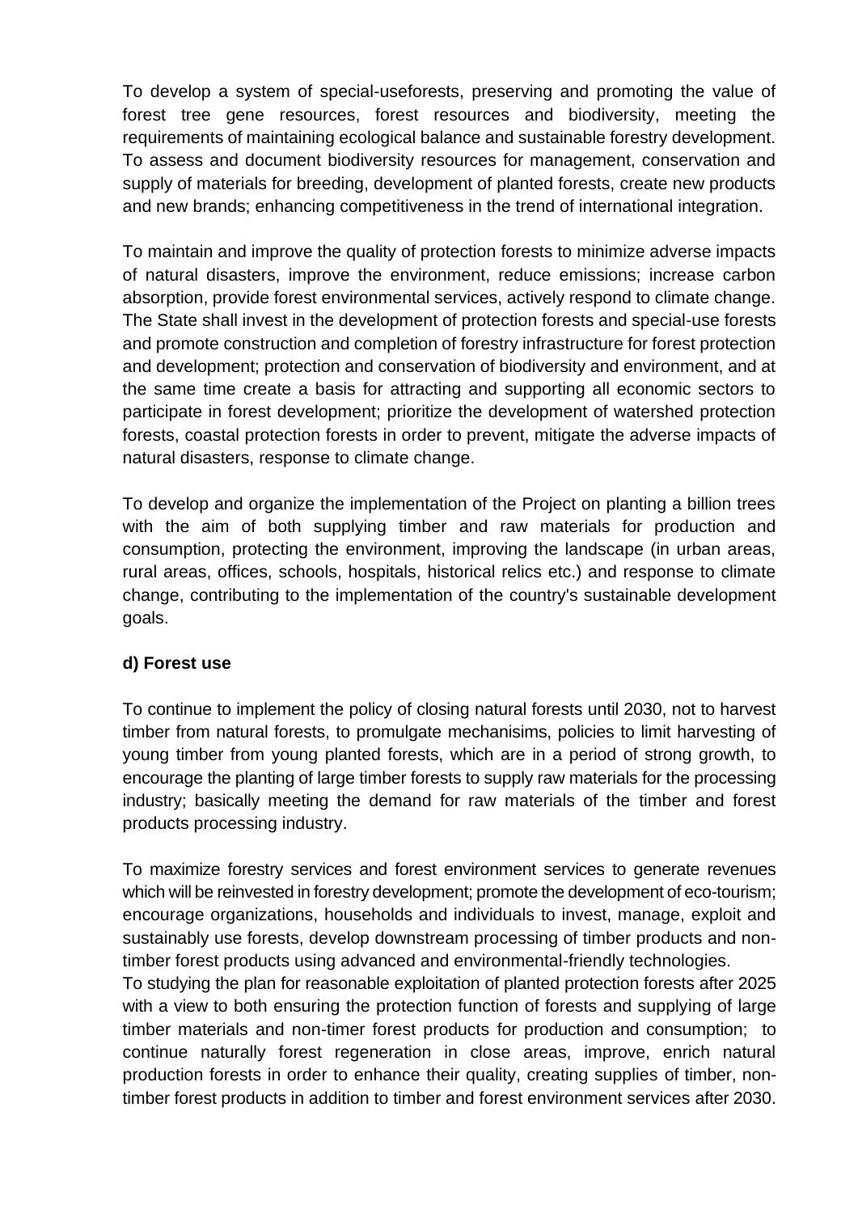To develop a system of special-useforests, preserving and promoting the value of forest tree gene resources, forest resources and biodiversity, meeting the requirements of maintaining ecological balance and sustainable forestry development. To assess and document biodiversity resources for management, conservation and supply of materials for breeding, development of planted forests, create new products and new brands; enhancing competitiveness in the trend of international integration.

To maintain and improve the quality of protection forests to minimize adverse impacts of natural disasters, improve the environment, reduce emissions; increase carbon absorption, provide forest environmental services, actively respond to climate change. The State shall invest in the development of protection forests and special-use forests and promote construction and completion of forestry infrastructure for forest protection and development; protection and conservation of biodiversity and environment, and at the same time create a basis for attracting and supporting all economic sectors to participate in forest development; prioritize the development of watershed protection forests, coastal protection forests in order to prevent, mitigate the adverse impacts of natural disasters, response to climate change.

To develop and organize the implementation of the Project on planting a billion trees with the aim of both supplying timber and raw materials for production and consumption, protecting the environment, improving the landscape (in urban areas, rural areas, offices, schools, hospitals, historical relics etc.) and response to climate change, contributing to the implementation of the country's sustainable development goals.

**d) Forest use**

To continue to implement the policy of closing natural forests until 2030, not to harvest timber from natural forests, to promulgate mechanisims, policies to limit harvesting of young timber from young planted forests, which are in a period of strong growth, to encourage the planting of large timber forests to supply raw materials for the processing industry; basically meeting the demand for raw materials of the timber and forest products processing industry.

To maximize forestry services and forest environment services to generate revenues which will be reinvested in forestry development; promote the development of eco-tourism; encourage organizations, households and individuals to invest, manage, exploit and sustainably use forests, develop downstream processing of timber products and non-timber forest products using advanced and environmental-friendly technologies.
To studying the plan for reasonable exploitation of planted protection forests after 2025 with a view to both ensuring the protection function of forests and supplying of large timber materials and non-timer forest products for production and consumption; to continue naturally forest regeneration in close areas, improve, enrich natural production forests in order to enhance their quality, creating supplies of timber, non-timber forest products in addition to timber and forest environment services after 2030.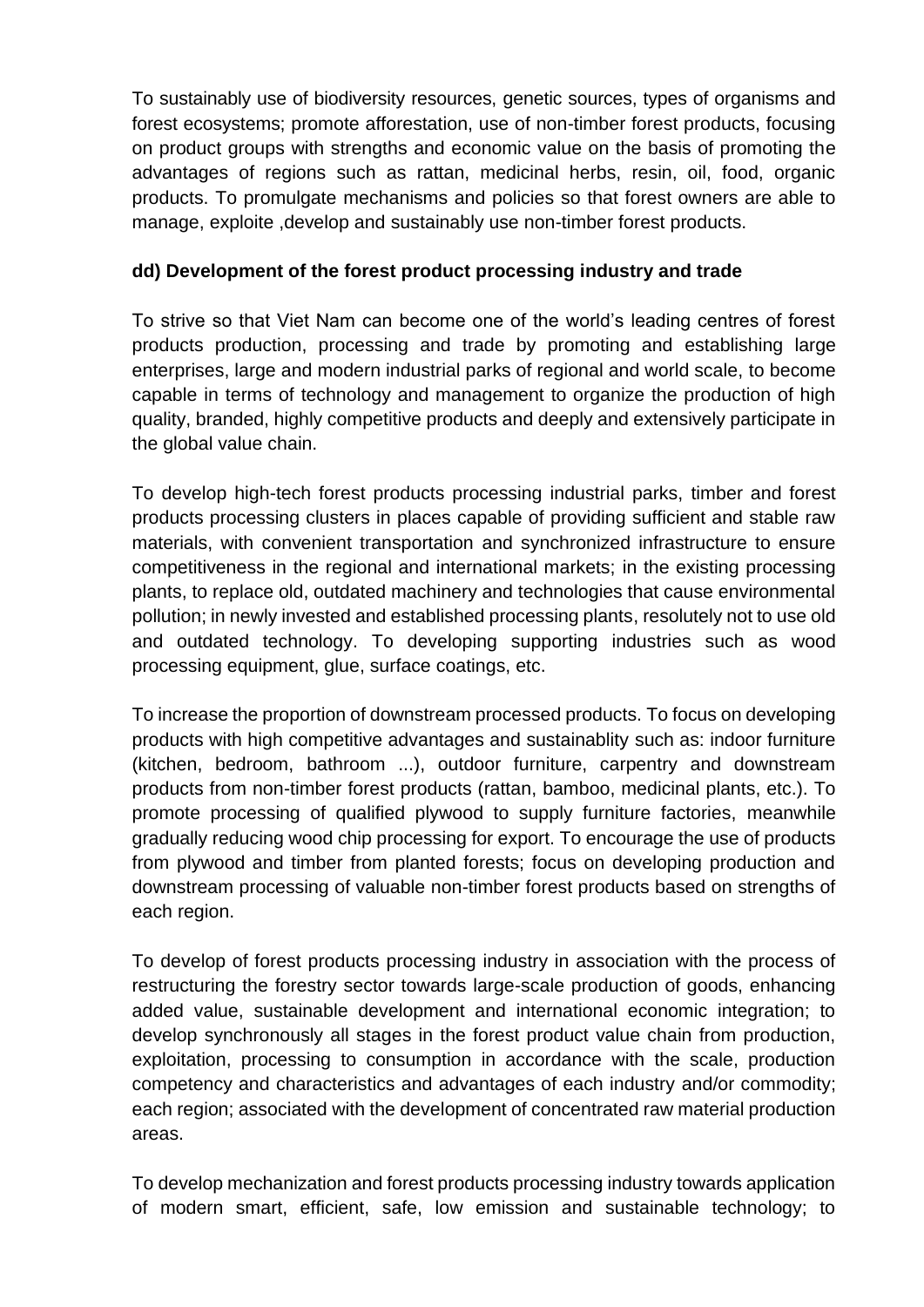To sustainably use of biodiversity resources, genetic sources, types of organisms and forest ecosystems; promote afforestation, use of non-timber forest products, focusing on product groups with strengths and economic value on the basis of promoting the advantages of regions such as rattan, medicinal herbs, resin, oil, food, organic products. To promulgate mechanisms and policies so that forest owners are able to manage, exploite ,develop and sustainably use non-timber forest products.

**dd) Development of the forest product processing industry and trade**

To strive so that Viet Nam can become one of the world's leading centres of forest products production, processing and trade by promoting and establishing large enterprises, large and modern industrial parks of regional and world scale, to become capable in terms of technology and management to organize the production of high quality, branded, highly competitive products and deeply and extensively participate in the global value chain.

To develop high-tech forest products processing industrial parks, timber and forest products processing clusters in places capable of providing sufficient and stable raw materials, with convenient transportation and synchronized infrastructure to ensure competitiveness in the regional and international markets; in the existing processing plants, to replace old, outdated machinery and technologies that cause environmental pollution; in newly invested and established processing plants, resolutely not to use old and outdated technology. To developing supporting industries such as wood processing equipment, glue, surface coatings, etc.

To increase the proportion of downstream processed products. To focus on developing products with high competitive advantages and sustainablity such as: indoor furniture (kitchen, bedroom, bathroom ...), outdoor furniture, carpentry and downstream products from non-timber forest products (rattan, bamboo, medicinal plants, etc.). To promote processing of qualified plywood to supply furniture factories, meanwhile gradually reducing wood chip processing for export. To encourage the use of products from plywood and timber from planted forests; focus on developing production and downstream processing of valuable non-timber forest products based on strengths of each region.

To develop of forest products processing industry in association with the process of restructuring the forestry sector towards large-scale production of goods, enhancing added value, sustainable development and international economic integration; to develop synchronously all stages in the forest product value chain from production, exploitation, processing to consumption in accordance with the scale, production competency and characteristics and advantages of each industry and/or commodity; each region; associated with the development of concentrated raw material production areas.

To develop mechanization and forest products processing industry towards application of modern smart, efficient, safe, low emission and sustainable technology; to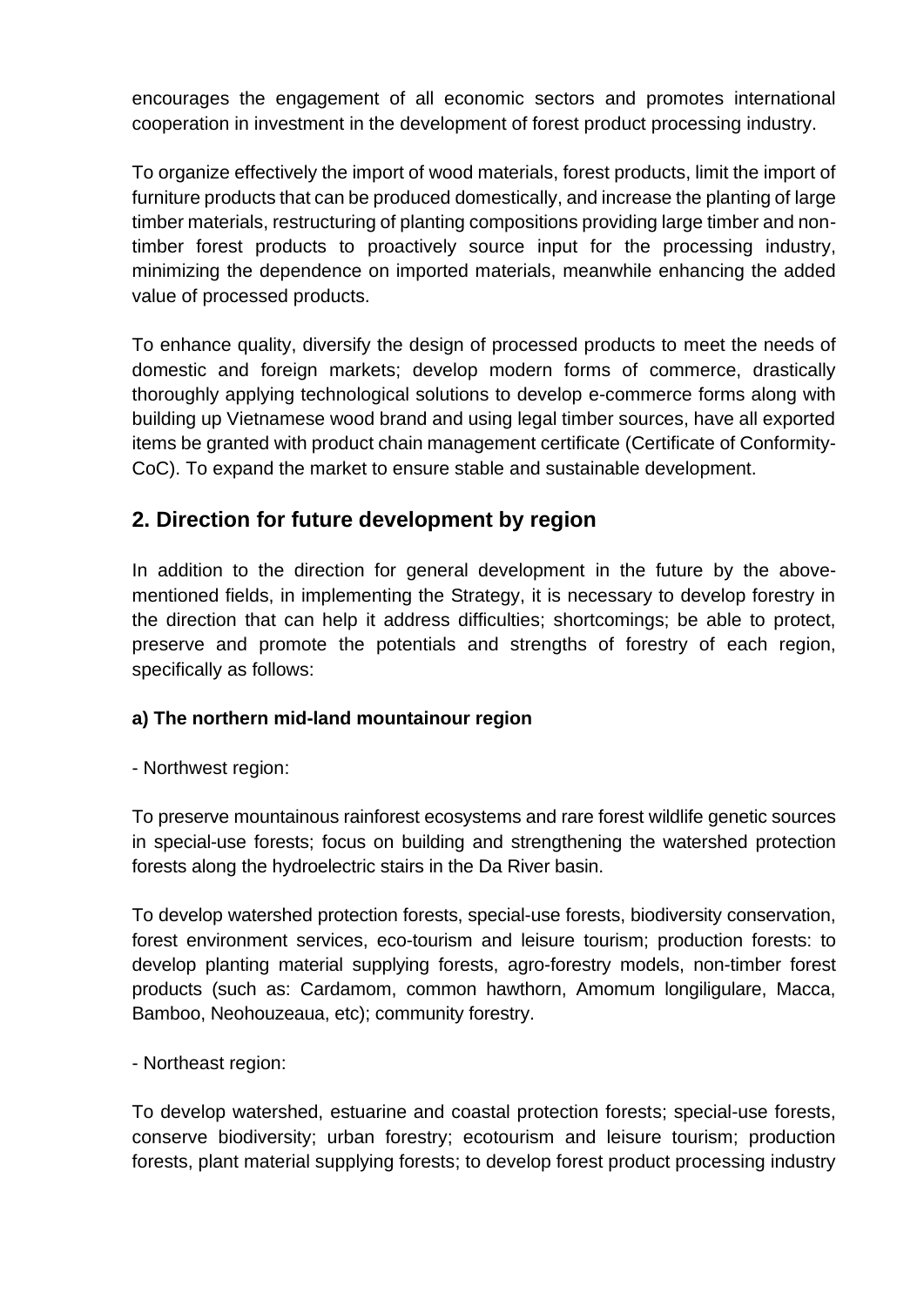encourages the engagement of all economic sectors and promotes international cooperation in investment in the development of forest product processing industry.

To organize effectively the import of wood materials, forest products, limit the import of furniture products that can be produced domestically, and increase the planting of large timber materials, restructuring of planting compositions providing large timber and non-timber forest products to proactively source input for the processing industry, minimizing the dependence on imported materials, meanwhile enhancing the added value of processed products.

To enhance quality, diversify the design of processed products to meet the needs of domestic and foreign markets; develop modern forms of commerce, drastically thoroughly applying technological solutions to develop e-commerce forms along with building up Vietnamese wood brand and using legal timber sources, have all exported items be granted with product chain management certificate (Certificate of Conformity-CoC). To expand the market to ensure stable and sustainable development.

## 2. Direction for future development by region

In addition to the direction for general development in the future by the above-mentioned fields, in implementing the Strategy, it is necessary to develop forestry in the direction that can help it address difficulties; shortcomings; be able to protect, preserve and promote the potentials and strengths of forestry of each region, specifically as follows:

### a) The northern mid-land mountainour region

- Northwest region:

To preserve mountainous rainforest ecosystems and rare forest wildlife genetic sources in special-use forests; focus on building and strengthening the watershed protection forests along the hydroelectric stairs in the Da River basin.

To develop watershed protection forests, special-use forests, biodiversity conservation, forest environment services, eco-tourism and leisure tourism; production forests: to develop planting material supplying forests, agro-forestry models, non-timber forest products (such as: Cardamom, common hawthorn, Amomum longiligulare, Macca, Bamboo, Neohouzeaua, etc); community forestry.

- Northeast region:

To develop watershed, estuarine and coastal protection forests; special-use forests, conserve biodiversity; urban forestry; ecotourism and leisure tourism; production forests, plant material supplying forests; to develop forest product processing industry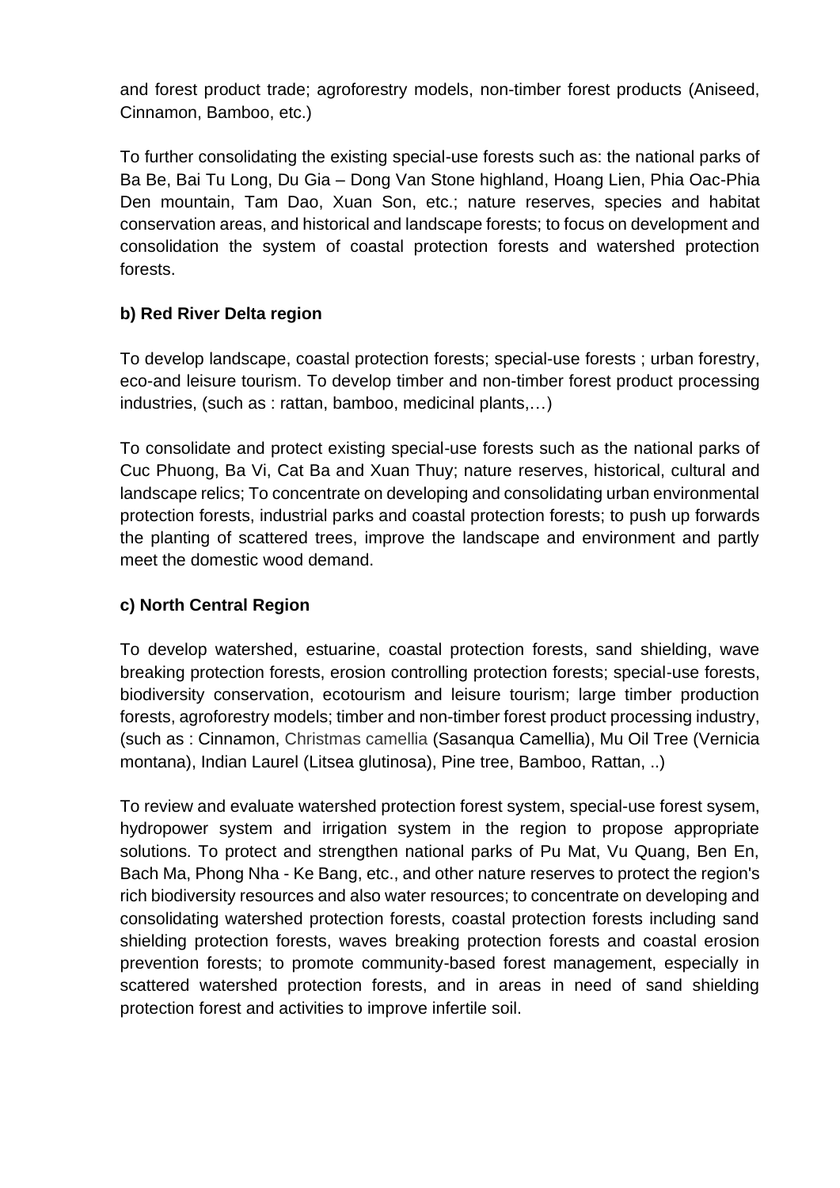and forest product trade; agroforestry models, non-timber forest products (Aniseed, Cinnamon, Bamboo, etc.)

To further consolidating the existing special-use forests such as: the national parks of Ba Be, Bai Tu Long, Du Gia – Dong Van Stone highland, Hoang Lien, Phia Oac-Phia Den mountain, Tam Dao, Xuan Son, etc.; nature reserves, species and habitat conservation areas, and historical and landscape forests; to focus on development and consolidation the system of coastal protection forests and watershed protection forests.

**b) Red River Delta region**

To develop landscape, coastal protection forests; special-use forests ; urban forestry, eco-and leisure tourism. To develop timber and non-timber forest product processing industries, (such as : rattan, bamboo, medicinal plants,…)

To consolidate and protect existing special-use forests such as the national parks of Cuc Phuong, Ba Vi, Cat Ba and Xuan Thuy; nature reserves, historical, cultural and landscape relics; To concentrate on developing and consolidating urban environmental protection forests, industrial parks and coastal protection forests; to push up forwards the planting of scattered trees, improve the landscape and environment and partly meet the domestic wood demand.

**c) North Central Region**

To develop watershed, estuarine, coastal protection forests, sand shielding, wave breaking protection forests, erosion controlling protection forests; special-use forests, biodiversity conservation, ecotourism and leisure tourism; large timber production forests, agroforestry models; timber and non-timber forest product processing industry, (such as : Cinnamon, Christmas camellia (Sasanqua Camellia), Mu Oil Tree (Vernicia montana), Indian Laurel (Litsea glutinosa), Pine tree, Bamboo, Rattan, ..)

To review and evaluate watershed protection forest system, special-use forest sysem, hydropower system and irrigation system in the region to propose appropriate solutions. To protect and strengthen national parks of Pu Mat, Vu Quang, Ben En, Bach Ma, Phong Nha - Ke Bang, etc., and other nature reserves to protect the region's rich biodiversity resources and also water resources; to concentrate on developing and consolidating watershed protection forests, coastal protection forests including sand shielding protection forests, waves breaking protection forests and coastal erosion prevention forests; to promote community-based forest management, especially in scattered watershed protection forests, and in areas in need of sand shielding protection forest and activities to improve infertile soil.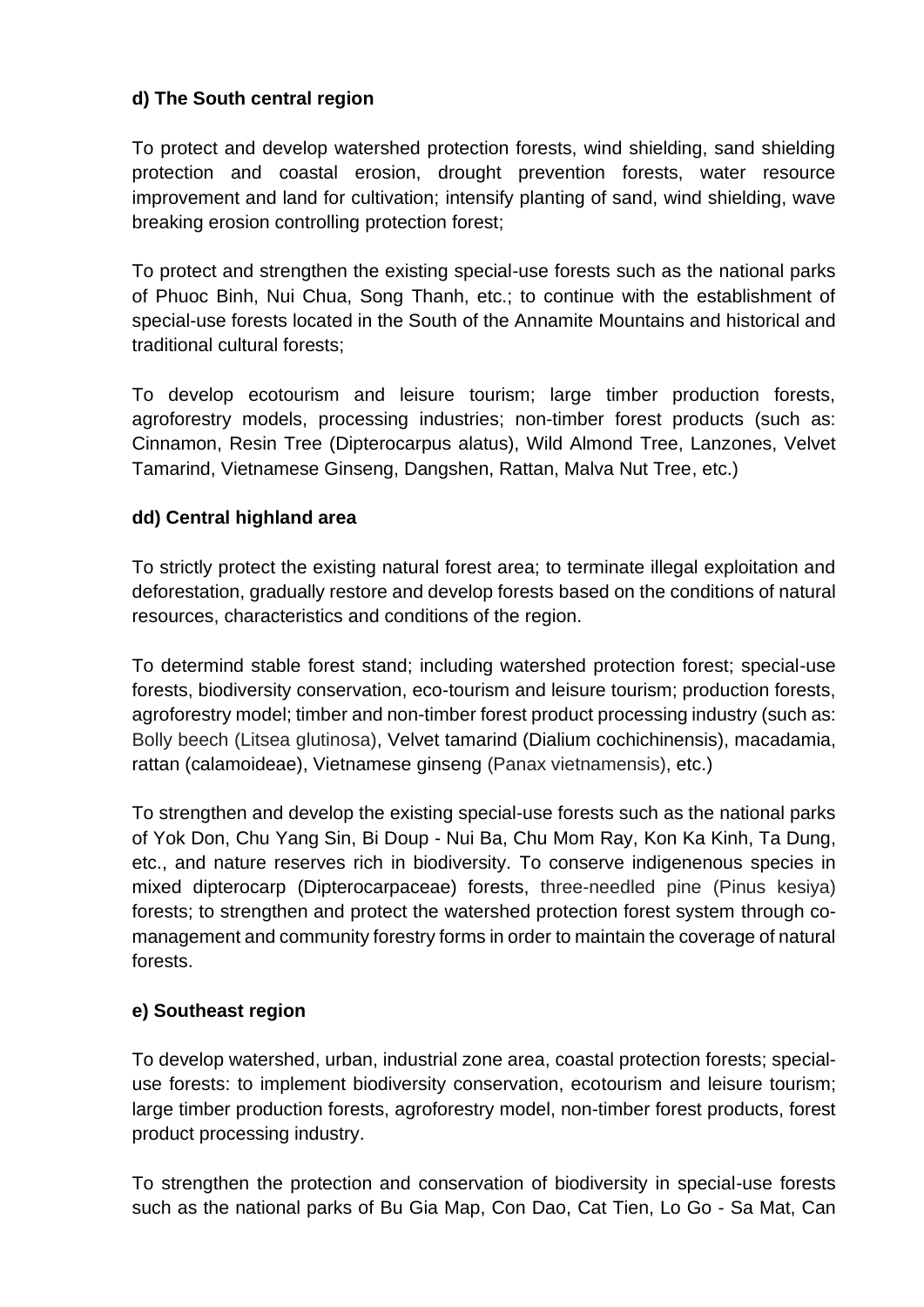### d) The South central region

To protect and develop watershed protection forests, wind shielding, sand shielding protection and coastal erosion, drought prevention forests, water resource improvement and land for cultivation; intensify planting of sand, wind shielding, wave breaking erosion controlling protection forest;

To protect and strengthen the existing special-use forests such as the national parks of Phuoc Binh, Nui Chua, Song Thanh, etc.; to continue with the establishment of special-use forests located in the South of the Annamite Mountains and historical and traditional cultural forests;

To develop ecotourism and leisure tourism; large timber production forests, agroforestry models, processing industries; non-timber forest products (such as: Cinnamon, Resin Tree (Dipterocarpus alatus), Wild Almond Tree, Lanzones, Velvet Tamarind, Vietnamese Ginseng, Dangshen, Rattan, Malva Nut Tree, etc.)

### dd) Central highland area

To strictly protect the existing natural forest area; to terminate illegal exploitation and deforestation, gradually restore and develop forests based on the conditions of natural resources, characteristics and conditions of the region.

To determind stable forest stand; including watershed protection forest; special-use forests, biodiversity conservation, eco-tourism and leisure tourism; production forests, agroforestry model; timber and non-timber forest product processing industry (such as: Bolly beech (Litsea glutinosa), Velvet tamarind (Dialium cochichinensis), macadamia, rattan (calamoideae), Vietnamese ginseng (Panax vietnamensis), etc.)

To strengthen and develop the existing special-use forests such as the national parks of Yok Don, Chu Yang Sin, Bi Doup - Nui Ba, Chu Mom Ray, Kon Ka Kinh, Ta Dung, etc., and nature reserves rich in biodiversity. To conserve indigenenous species in mixed dipterocarp (Dipterocarpaceae) forests, three-needled pine (Pinus kesiya) forests; to strengthen and protect the watershed protection forest system through co-management and community forestry forms in order to maintain the coverage of natural forests.

### e) Southeast region

To develop watershed, urban, industrial zone area, coastal protection forests; special-use forests: to implement biodiversity conservation, ecotourism and leisure tourism; large timber production forests, agroforestry model, non-timber forest products, forest product processing industry.

To strengthen the protection and conservation of biodiversity in special-use forests such as the national parks of Bu Gia Map, Con Dao, Cat Tien, Lo Go - Sa Mat, Can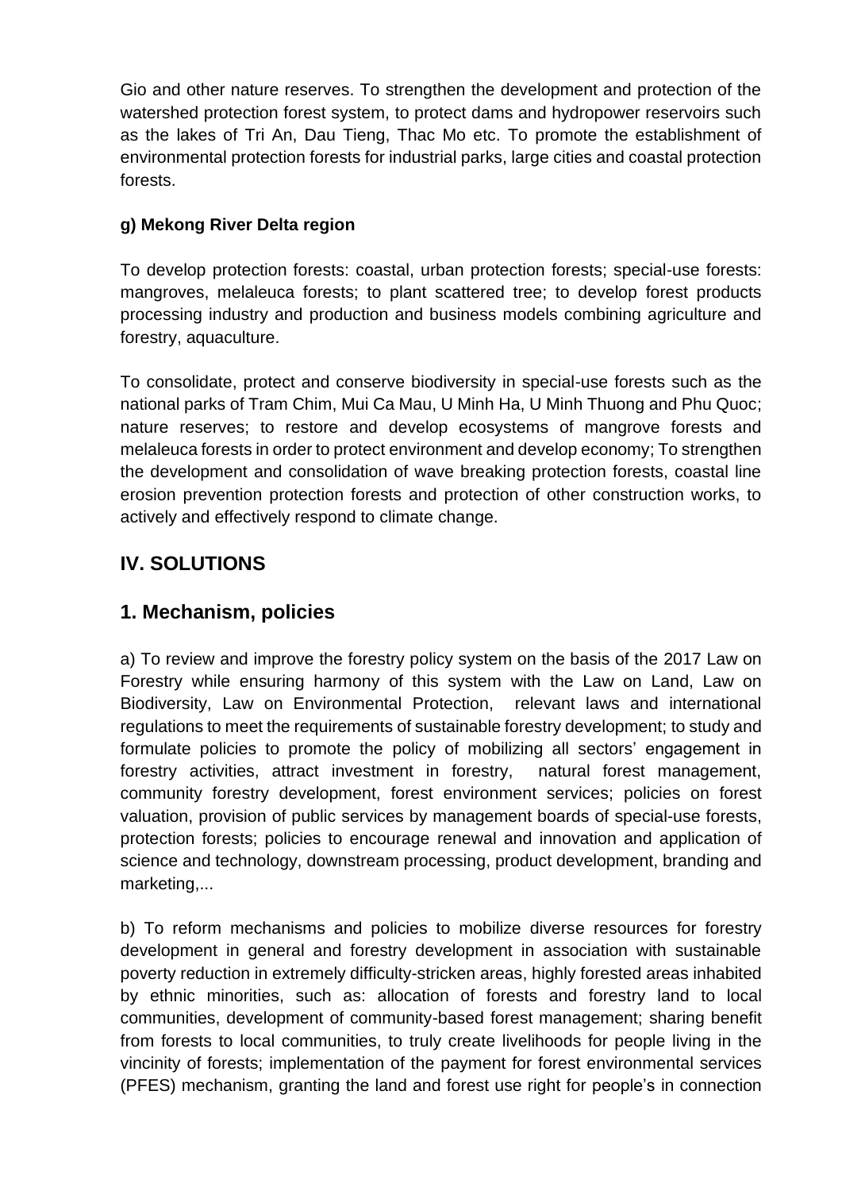Gio and other nature reserves. To strengthen the development and protection of the watershed protection forest system, to protect dams and hydropower reservoirs such as the lakes of Tri An, Dau Tieng, Thac Mo etc. To promote the establishment of environmental protection forests for industrial parks, large cities and coastal protection forests.

**g) Mekong River Delta region**

To develop protection forests: coastal, urban protection forests; special-use forests: mangroves, melaleuca forests; to plant scattered tree; to develop forest products processing industry and production and business models combining agriculture and forestry, aquaculture.

To consolidate, protect and conserve biodiversity in special-use forests such as the national parks of Tram Chim, Mui Ca Mau, U Minh Ha, U Minh Thuong and Phu Quoc; nature reserves; to restore and develop ecosystems of mangrove forests and melaleuca forests in order to protect environment and develop economy; To strengthen the development and consolidation of wave breaking protection forests, coastal line erosion prevention protection forests and protection of other construction works, to actively and effectively respond to climate change.

## IV. SOLUTIONS

## 1. Mechanism, policies

a) To review and improve the forestry policy system on the basis of the 2017 Law on Forestry while ensuring harmony of this system with the Law on Land, Law on Biodiversity, Law on Environmental Protection, relevant laws and international regulations to meet the requirements of sustainable forestry development; to study and formulate policies to promote the policy of mobilizing all sectors' engagement in forestry activities, attract investment in forestry, natural forest management, community forestry development, forest environment services; policies on forest valuation, provision of public services by management boards of special-use forests, protection forests; policies to encourage renewal and innovation and application of science and technology, downstream processing, product development, branding and marketing,...

b) To reform mechanisms and policies to mobilize diverse resources for forestry development in general and forestry development in association with sustainable poverty reduction in extremely difficulty-stricken areas, highly forested areas inhabited by ethnic minorities, such as: allocation of forests and forestry land to local communities, development of community-based forest management; sharing benefit from forests to local communities, to truly create livelihoods for people living in the vincinity of forests; implementation of the payment for forest environmental services (PFES) mechanism, granting the land and forest use right for people's in connection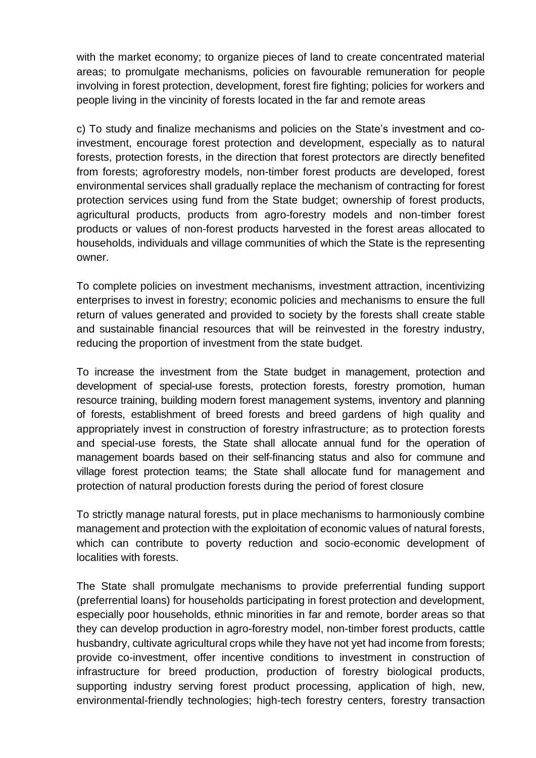with the market economy; to organize pieces of land to create concentrated material areas; to promulgate mechanisms, policies on favourable remuneration for people involving in forest protection, development, forest fire fighting; policies for workers and people living in the vincinity of forests located in the far and remote areas

c) To study and finalize mechanisms and policies on the State's investment and co-investment, encourage forest protection and development, especially as to natural forests, protection forests, in the direction that forest protectors are directly benefited from forests; agroforestry models, non-timber forest products are developed, forest environmental services shall gradually replace the mechanism of contracting for forest protection services using fund from the State budget; ownership of forest products, agricultural products, products from agro-forestry models and non-timber forest products or values of non-forest products harvested in the forest areas allocated to households, individuals and village communities of which the State is the representing owner.

To complete policies on investment mechanisms, investment attraction, incentivizing enterprises to invest in forestry; economic policies and mechanisms to ensure the full return of values generated and provided to society by the forests shall create stable and sustainable financial resources that will be reinvested in the forestry industry, reducing the proportion of investment from the state budget.

To increase the investment from the State budget in management, protection and development of special-use forests, protection forests, forestry promotion, human resource training, building modern forest management systems, inventory and planning of forests, establishment of breed forests and breed gardens of high quality and appropriately invest in construction of forestry infrastructure; as to protection forests and special-use forests, the State shall allocate annual fund for the operation of management boards based on their self-financing status and also for commune and village forest protection teams; the State shall allocate fund for management and protection of natural production forests during the period of forest closure

To strictly manage natural forests, put in place mechanisms to harmoniously combine management and protection with the exploitation of economic values of natural forests, which can contribute to poverty reduction and socio-economic development of localities with forests.

The State shall promulgate mechanisms to provide preferrential funding support (preferrential loans) for households participating in forest protection and development, especially poor households, ethnic minorities in far and remote, border areas so that they can develop production in agro-forestry model, non-timber forest products, cattle husbandry, cultivate agricultural crops while they have not yet had income from forests; provide co-investment, offer incentive conditions to investment in construction of infrastructure for breed production, production of forestry biological products, supporting industry serving forest product processing, application of high, new, environmental-friendly technologies; high-tech forestry centers, forestry transaction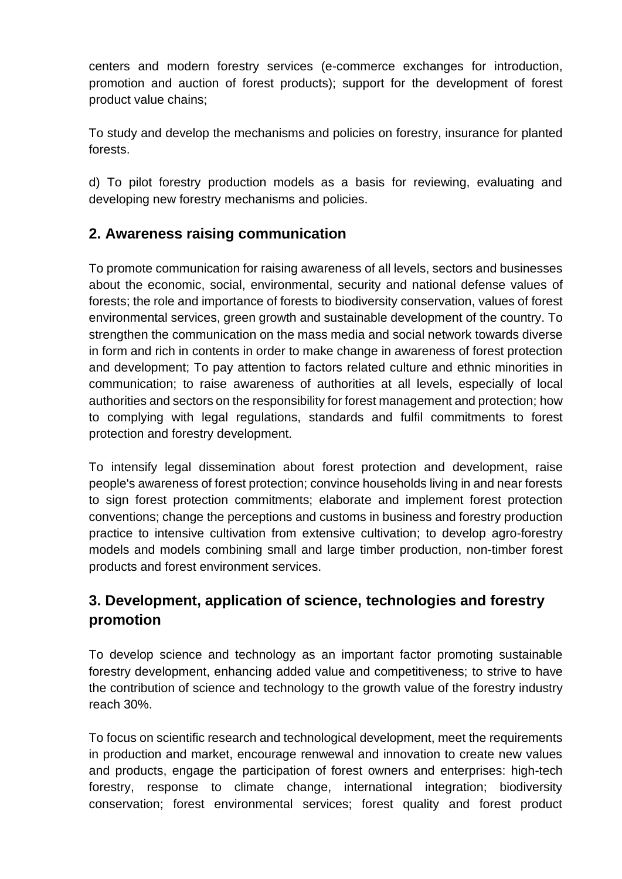centers and modern forestry services (e-commerce exchanges for introduction, promotion and auction of forest products); support for the development of forest product value chains;

To study and develop the mechanisms and policies on forestry, insurance for planted forests.

d) To pilot forestry production models as a basis for reviewing, evaluating and developing new forestry mechanisms and policies.

## 2. Awareness raising communication

To promote communication for raising awareness of all levels, sectors and businesses about the economic, social, environmental, security and national defense values of forests; the role and importance of forests to biodiversity conservation, values of forest environmental services, green growth and sustainable development of the country. To strengthen the communication on the mass media and social network towards diverse in form and rich in contents in order to make change in awareness of forest protection and development; To pay attention to factors related culture and ethnic minorities in communication; to raise awareness of authorities at all levels, especially of local authorities and sectors on the responsibility for forest management and protection; how to complying with legal regulations, standards and fulfil commitments to forest protection and forestry development.

To intensify legal dissemination about forest protection and development, raise people's awareness of forest protection; convince households living in and near forests to sign forest protection commitments; elaborate and implement forest protection conventions; change the perceptions and customs in business and forestry production practice to intensive cultivation from extensive cultivation; to develop agro-forestry models and models combining small and large timber production, non-timber forest products and forest environment services.

## 3. Development, application of science, technologies and forestry promotion

To develop science and technology as an important factor promoting sustainable forestry development, enhancing added value and competitiveness; to strive to have the contribution of science and technology to the growth value of the forestry industry reach 30%.

To focus on scientific research and technological development, meet the requirements in production and market, encourage renwewal and innovation to create new values and products, engage the participation of forest owners and enterprises: high-tech forestry, response to climate change, international integration; biodiversity conservation; forest environmental services; forest quality and forest product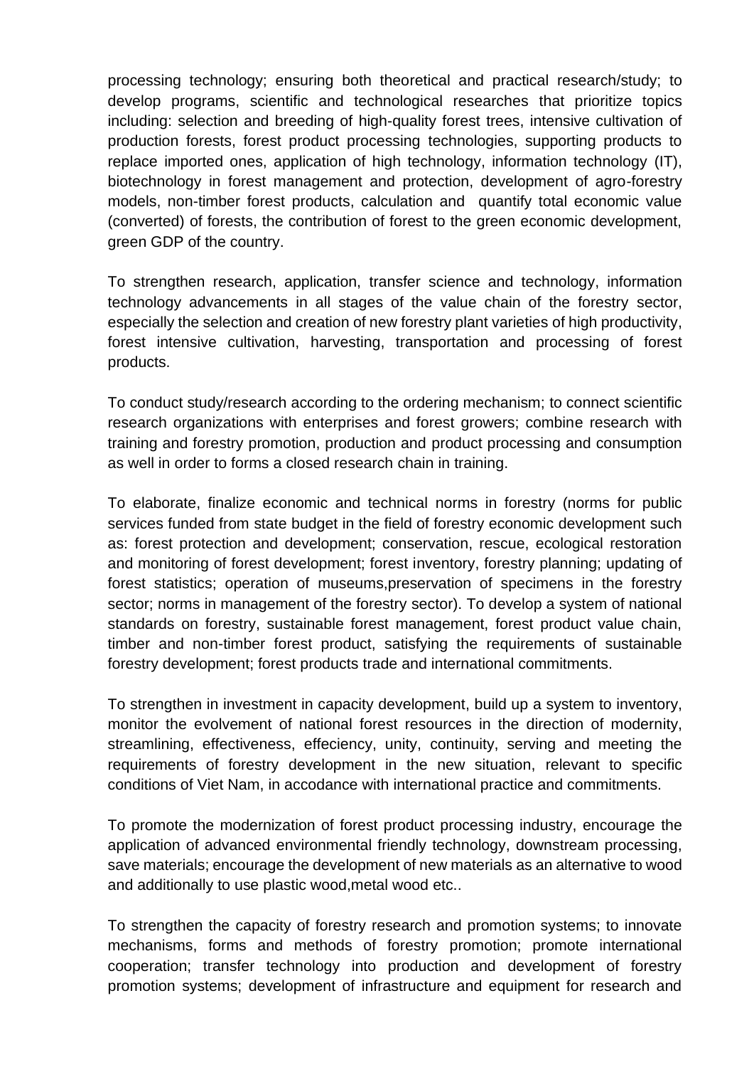processing technology; ensuring both theoretical and practical research/study; to develop programs, scientific and technological researches that prioritize topics including: selection and breeding of high-quality forest trees, intensive cultivation of production forests, forest product processing technologies, supporting products to replace imported ones, application of high technology, information technology (IT), biotechnology in forest management and protection, development of agro-forestry models, non-timber forest products, calculation and quantify total economic value (converted) of forests, the contribution of forest to the green economic development, green GDP of the country.

To strengthen research, application, transfer science and technology, information technology advancements in all stages of the value chain of the forestry sector, especially the selection and creation of new forestry plant varieties of high productivity, forest intensive cultivation, harvesting, transportation and processing of forest products.

To conduct study/research according to the ordering mechanism; to connect scientific research organizations with enterprises and forest growers; combine research with training and forestry promotion, production and product processing and consumption as well in order to forms a closed research chain in training.

To elaborate, finalize economic and technical norms in forestry (norms for public services funded from state budget in the field of forestry economic development such as: forest protection and development; conservation, rescue, ecological restoration and monitoring of forest development; forest inventory, forestry planning; updating of forest statistics; operation of museums,preservation of specimens in the forestry sector; norms in management of the forestry sector). To develop a system of national standards on forestry, sustainable forest management, forest product value chain, timber and non-timber forest product, satisfying the requirements of sustainable forestry development; forest products trade and international commitments.

To strengthen in investment in capacity development, build up a system to inventory, monitor the evolvement of national forest resources in the direction of modernity, streamlining, effectiveness, effeciency, unity, continuity, serving and meeting the requirements of forestry development in the new situation, relevant to specific conditions of Viet Nam, in accodance with international practice and commitments.

To promote the modernization of forest product processing industry, encourage the application of advanced environmental friendly technology, downstream processing, save materials; encourage the development of new materials as an alternative to wood and additionally to use plastic wood,metal wood etc..

To strengthen the capacity of forestry research and promotion systems; to innovate mechanisms, forms and methods of forestry promotion; promote international cooperation; transfer technology into production and development of forestry promotion systems; development of infrastructure and equipment for research and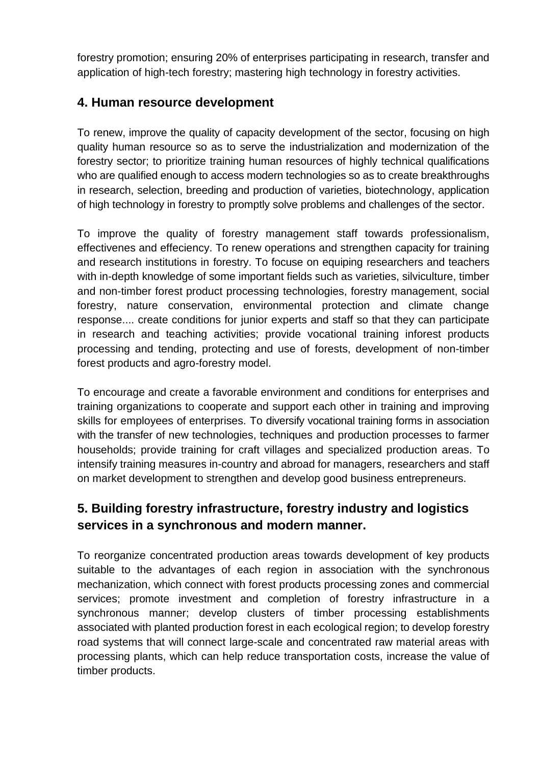forestry promotion; ensuring 20% of enterprises participating in research, transfer and application of high-tech forestry; mastering high technology in forestry activities.

## 4. Human resource development

To renew, improve the quality of capacity development of the sector, focusing on high quality human resource so as to serve the industrialization and modernization of the forestry sector; to prioritize training human resources of highly technical qualifications who are qualified enough to access modern technologies so as to create breakthroughs in research, selection, breeding and production of varieties, biotechnology, application of high technology in forestry to promptly solve problems and challenges of the sector.

To improve the quality of forestry management staff towards professionalism, effectivenes and effeciency. To renew operations and strengthen capacity for training and research institutions in forestry. To focuse on equiping researchers and teachers with in-depth knowledge of some important fields such as varieties, silviculture, timber and non-timber forest product processing technologies, forestry management, social forestry, nature conservation, environmental protection and climate change response.... create conditions for junior experts and staff so that they can participate in research and teaching activities; provide vocational training inforest products processing and tending, protecting and use of forests, development of non-timber forest products and agro-forestry model.

To encourage and create a favorable environment and conditions for enterprises and training organizations to cooperate and support each other in training and improving skills for employees of enterprises. To diversify vocational training forms in association with the transfer of new technologies, techniques and production processes to farmer households; provide training for craft villages and specialized production areas. To intensify training measures in-country and abroad for managers, researchers and staff on market development to strengthen and develop good business entrepreneurs.

## 5. Building forestry infrastructure, forestry industry and logistics services in a synchronous and modern manner.

To reorganize concentrated production areas towards development of key products suitable to the advantages of each region in association with the synchronous mechanization, which connect with forest products processing zones and commercial services; promote investment and completion of forestry infrastructure in a synchronous manner; develop clusters of timber processing establishments associated with planted production forest in each ecological region; to develop forestry road systems that will connect large-scale and concentrated raw material areas with processing plants, which can help reduce transportation costs, increase the value of timber products.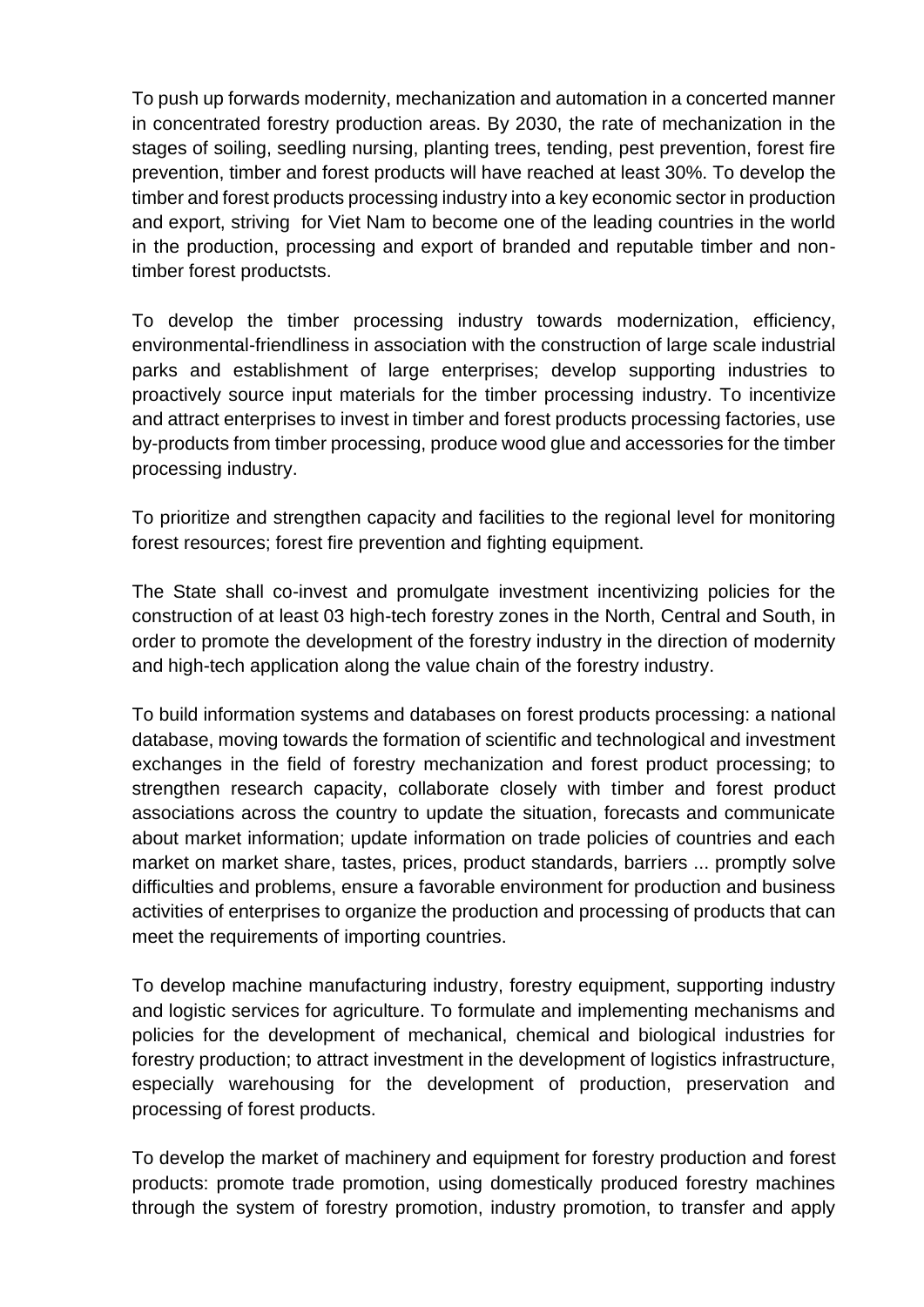To push up forwards modernity, mechanization and automation in a concerted manner in concentrated forestry production areas. By 2030, the rate of mechanization in the stages of soiling, seedling nursing, planting trees, tending, pest prevention, forest fire prevention, timber and forest products will have reached at least 30%. To develop the timber and forest products processing industry into a key economic sector in production and export, striving for Viet Nam to become one of the leading countries in the world in the production, processing and export of branded and reputable timber and non-timber forest productsts.

To develop the timber processing industry towards modernization, efficiency, environmental-friendliness in association with the construction of large scale industrial parks and establishment of large enterprises; develop supporting industries to proactively source input materials for the timber processing industry. To incentivize and attract enterprises to invest in timber and forest products processing factories, use by-products from timber processing, produce wood glue and accessories for the timber processing industry.

To prioritize and strengthen capacity and facilities to the regional level for monitoring forest resources; forest fire prevention and fighting equipment.

The State shall co-invest and promulgate investment incentivizing policies for the construction of at least 03 high-tech forestry zones in the North, Central and South, in order to promote the development of the forestry industry in the direction of modernity and high-tech application along the value chain of the forestry industry.

To build information systems and databases on forest products processing: a national database, moving towards the formation of scientific and technological and investment exchanges in the field of forestry mechanization and forest product processing; to strengthen research capacity, collaborate closely with timber and forest product associations across the country to update the situation, forecasts and communicate about market information; update information on trade policies of countries and each market on market share, tastes, prices, product standards, barriers ... promptly solve difficulties and problems, ensure a favorable environment for production and business activities of enterprises to organize the production and processing of products that can meet the requirements of importing countries.

To develop machine manufacturing industry, forestry equipment, supporting industry and logistic services for agriculture. To formulate and implementing mechanisms and policies for the development of mechanical, chemical and biological industries for forestry production; to attract investment in the development of logistics infrastructure, especially warehousing for the development of production, preservation and processing of forest products.

To develop the market of machinery and equipment for forestry production and forest products: promote trade promotion, using domestically produced forestry machines through the system of forestry promotion, industry promotion, to transfer and apply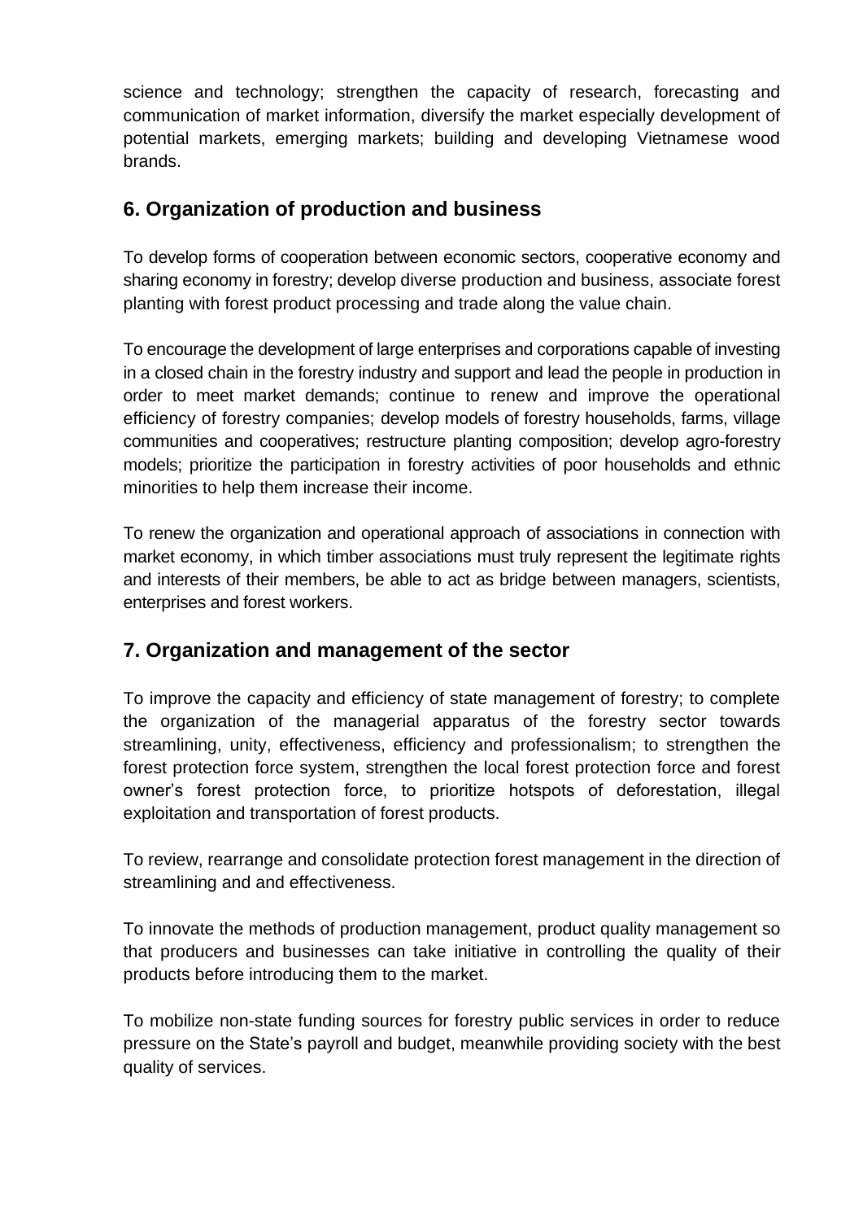science and technology; strengthen the capacity of research, forecasting and communication of market information, diversify the market especially development of potential markets, emerging markets; building and developing Vietnamese wood brands.

## 6. Organization of production and business

To develop forms of cooperation between economic sectors, cooperative economy and sharing economy in forestry; develop diverse production and business, associate forest planting with forest product processing and trade along the value chain.

To encourage the development of large enterprises and corporations capable of investing in a closed chain in the forestry industry and support and lead the people in production in order to meet market demands; continue to renew and improve the operational efficiency of forestry companies; develop models of forestry households, farms, village communities and cooperatives; restructure planting composition; develop agro-forestry models; prioritize the participation in forestry activities of poor households and ethnic minorities to help them increase their income.

To renew the organization and operational approach of associations in connection with market economy, in which timber associations must truly represent the legitimate rights and interests of their members, be able to act as bridge between managers, scientists, enterprises and forest workers.

## 7. Organization and management of the sector

To improve the capacity and efficiency of state management of forestry; to complete the organization of the managerial apparatus of the forestry sector towards streamlining, unity, effectiveness, efficiency and professionalism; to strengthen the forest protection force system, strengthen the local forest protection force and forest owner's forest protection force, to prioritize hotspots of deforestation, illegal exploitation and transportation of forest products.

To review, rearrange and consolidate protection forest management in the direction of streamlining and and effectiveness.

To innovate the methods of production management, product quality management so that producers and businesses can take initiative in controlling the quality of their products before introducing them to the market.

To mobilize non-state funding sources for forestry public services in order to reduce pressure on the State's payroll and budget, meanwhile providing society with the best quality of services.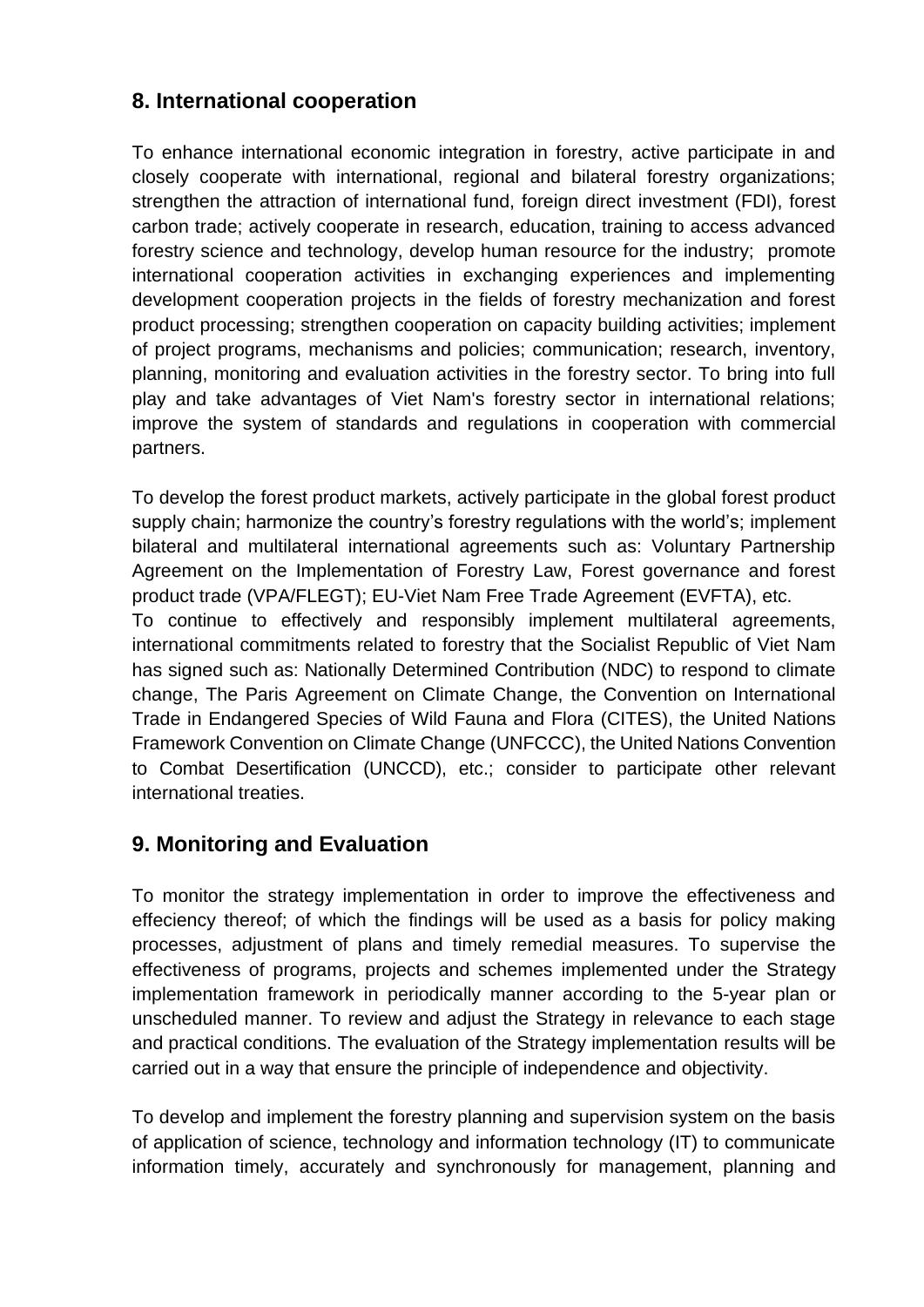## 8. International cooperation

To enhance international economic integration in forestry, active participate in and closely cooperate with international, regional and bilateral forestry organizations; strengthen the attraction of international fund, foreign direct investment (FDI), forest carbon trade; actively cooperate in research, education, training to access advanced forestry science and technology, develop human resource for the industry; promote international cooperation activities in exchanging experiences and implementing development cooperation projects in the fields of forestry mechanization and forest product processing; strengthen cooperation on capacity building activities; implement of project programs, mechanisms and policies; communication; research, inventory, planning, monitoring and evaluation activities in the forestry sector. To bring into full play and take advantages of Viet Nam's forestry sector in international relations; improve the system of standards and regulations in cooperation with commercial partners.

To develop the forest product markets, actively participate in the global forest product supply chain; harmonize the country's forestry regulations with the world's; implement bilateral and multilateral international agreements such as: Voluntary Partnership Agreement on the Implementation of Forestry Law, Forest governance and forest product trade (VPA/FLEGT); EU-Viet Nam Free Trade Agreement (EVFTA), etc.

To continue to effectively and responsibly implement multilateral agreements, international commitments related to forestry that the Socialist Republic of Viet Nam has signed such as: Nationally Determined Contribution (NDC) to respond to climate change, The Paris Agreement on Climate Change, the Convention on International Trade in Endangered Species of Wild Fauna and Flora (CITES), the United Nations Framework Convention on Climate Change (UNFCCC), the United Nations Convention to Combat Desertification (UNCCD), etc.; consider to participate other relevant international treaties.

## 9. Monitoring and Evaluation

To monitor the strategy implementation in order to improve the effectiveness and effeciency thereof; of which the findings will be used as a basis for policy making processes, adjustment of plans and timely remedial measures. To supervise the effectiveness of programs, projects and schemes implemented under the Strategy implementation framework in periodically manner according to the 5-year plan or unscheduled manner. To review and adjust the Strategy in relevance to each stage and practical conditions. The evaluation of the Strategy implementation results will be carried out in a way that ensure the principle of independence and objectivity.

To develop and implement the forestry planning and supervision system on the basis of application of science, technology and information technology (IT) to communicate information timely, accurately and synchronously for management, planning and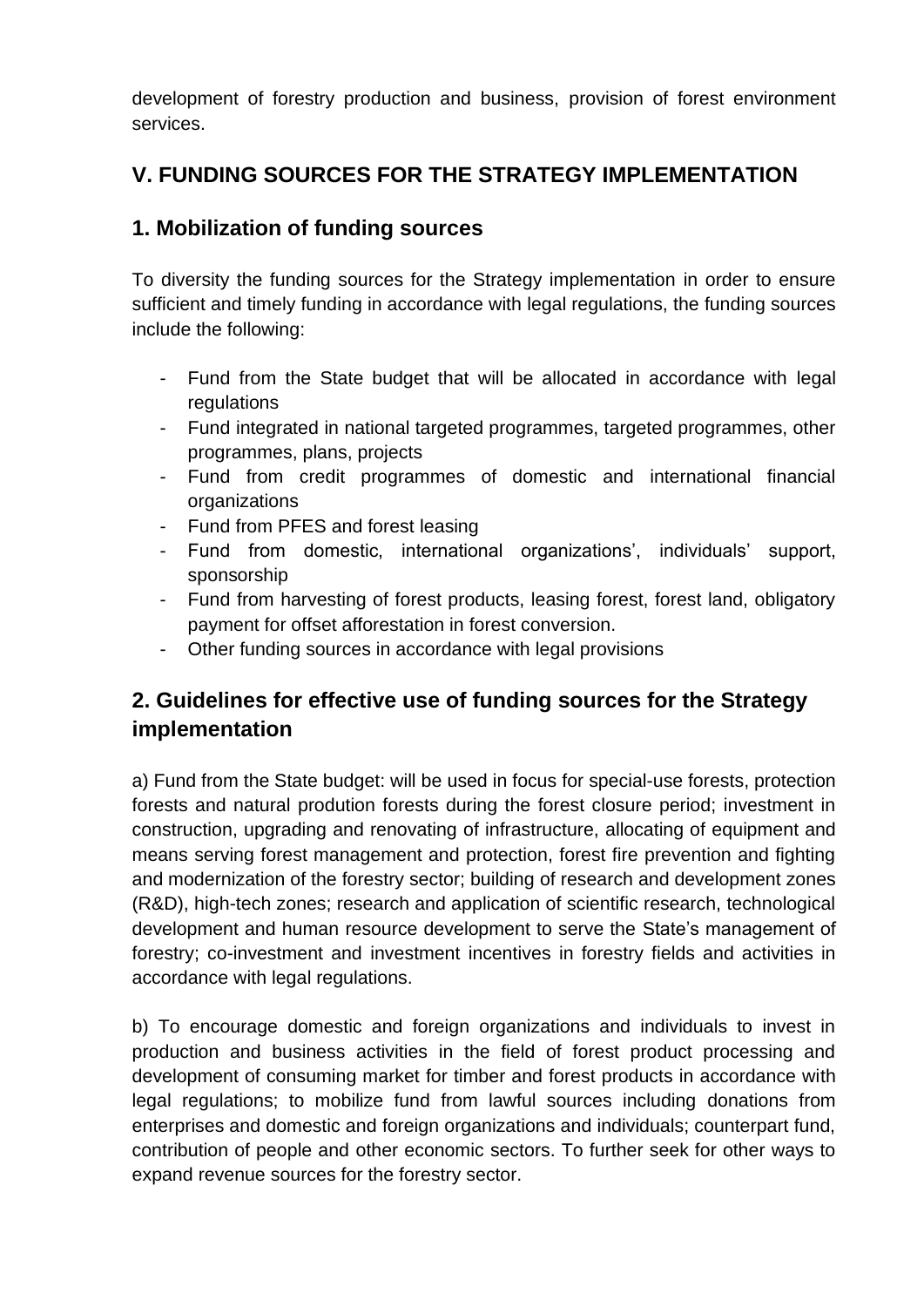development of forestry production and business, provision of forest environment services.

## V. FUNDING SOURCES FOR THE STRATEGY IMPLEMENTATION

### 1. Mobilization of funding sources

To diversity the funding sources for the Strategy implementation in order to ensure sufficient and timely funding in accordance with legal regulations, the funding sources include the following:

- Fund from the State budget that will be allocated in accordance with legal regulations
- Fund integrated in national targeted programmes, targeted programmes, other programmes, plans, projects
- Fund from credit programmes of domestic and international financial organizations
- Fund from PFES and forest leasing
- Fund from domestic, international organizations', individuals' support, sponsorship
- Fund from harvesting of forest products, leasing forest, forest land, obligatory payment for offset afforestation in forest conversion.
- Other funding sources in accordance with legal provisions

### 2. Guidelines for effective use of funding sources for the Strategy implementation

a) Fund from the State budget: will be used in focus for special-use forests, protection forests and natural prodution forests during the forest closure period; investment in construction, upgrading and renovating of infrastructure, allocating of equipment and means serving forest management and protection, forest fire prevention and fighting and modernization of the forestry sector; building of research and development zones (R&D), high-tech zones; research and application of scientific research, technological development and human resource development to serve the State's management of forestry; co-investment and investment incentives in forestry fields and activities in accordance with legal regulations.

b) To encourage domestic and foreign organizations and individuals to invest in production and business activities in the field of forest product processing and development of consuming market for timber and forest products in accordance with legal regulations; to mobilize fund from lawful sources including donations from enterprises and domestic and foreign organizations and individuals; counterpart fund, contribution of people and other economic sectors. To further seek for other ways to expand revenue sources for the forestry sector.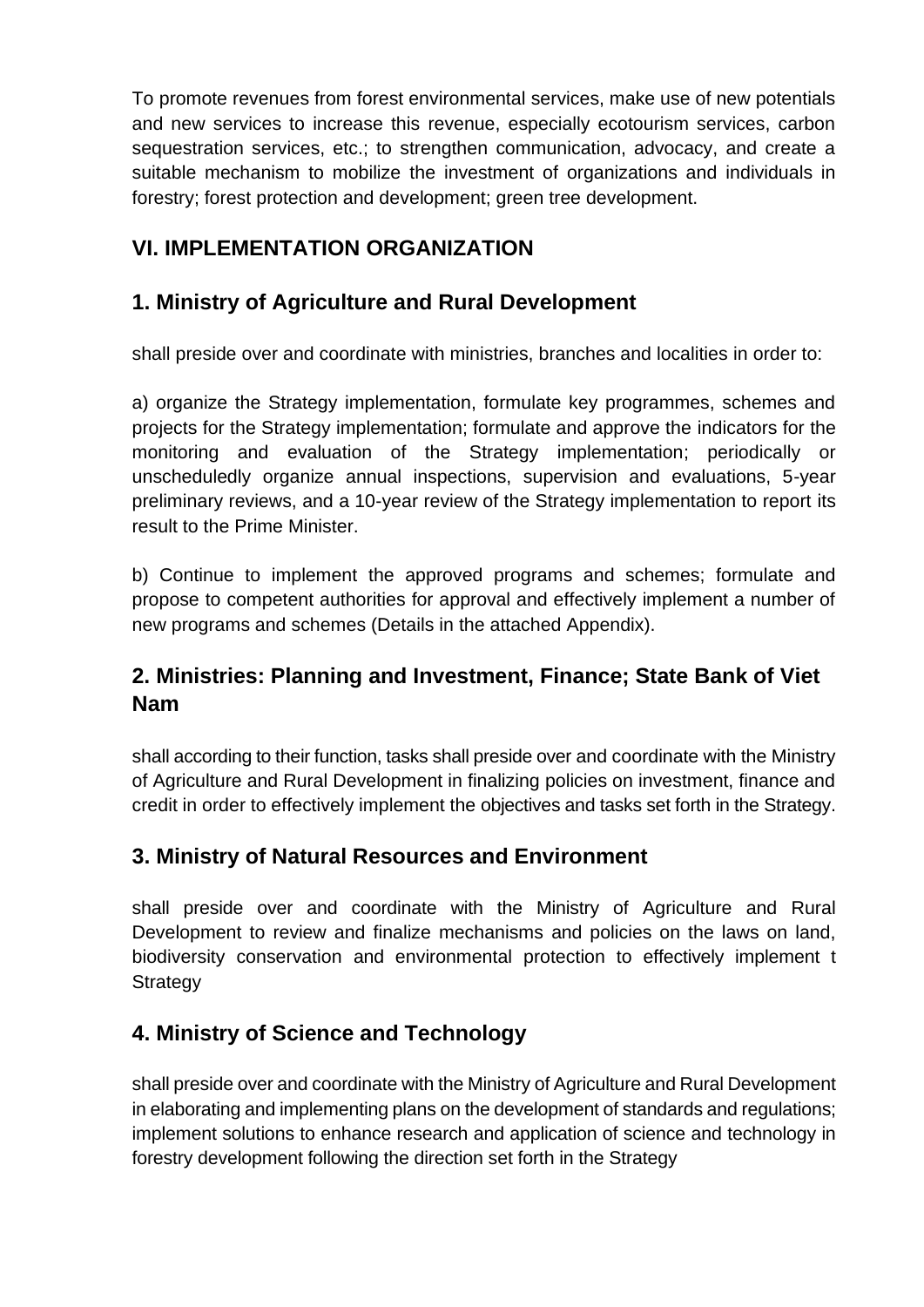To promote revenues from forest environmental services, make use of new potentials and new services to increase this revenue, especially ecotourism services, carbon sequestration services, etc.; to strengthen communication, advocacy, and create a suitable mechanism to mobilize the investment of organizations and individuals in forestry; forest protection and development; green tree development.

## VI. IMPLEMENTATION ORGANIZATION

### 1. Ministry of Agriculture and Rural Development

shall preside over and coordinate with ministries, branches and localities in order to:

a) organize the Strategy implementation, formulate key programmes, schemes and projects for the Strategy implementation; formulate and approve the indicators for the monitoring and evaluation of the Strategy implementation; periodically or unscheduledly organize annual inspections, supervision and evaluations, 5-year preliminary reviews, and a 10-year review of the Strategy implementation to report its result to the Prime Minister.

b) Continue to implement the approved programs and schemes; formulate and propose to competent authorities for approval and effectively implement a number of new programs and schemes (Details in the attached Appendix).

### 2. Ministries: Planning and Investment, Finance; State Bank of Viet Nam

shall according to their function, tasks shall preside over and coordinate with the Ministry of Agriculture and Rural Development in finalizing policies on investment, finance and credit in order to effectively implement the objectives and tasks set forth in the Strategy.

### 3. Ministry of Natural Resources and Environment

shall preside over and coordinate with the Ministry of Agriculture and Rural Development to review and finalize mechanisms and policies on the laws on land, biodiversity conservation and environmental protection to effectively implement t Strategy

### 4. Ministry of Science and Technology

shall preside over and coordinate with the Ministry of Agriculture and Rural Development in elaborating and implementing plans on the development of standards and regulations; implement solutions to enhance research and application of science and technology in forestry development following the direction set forth in the Strategy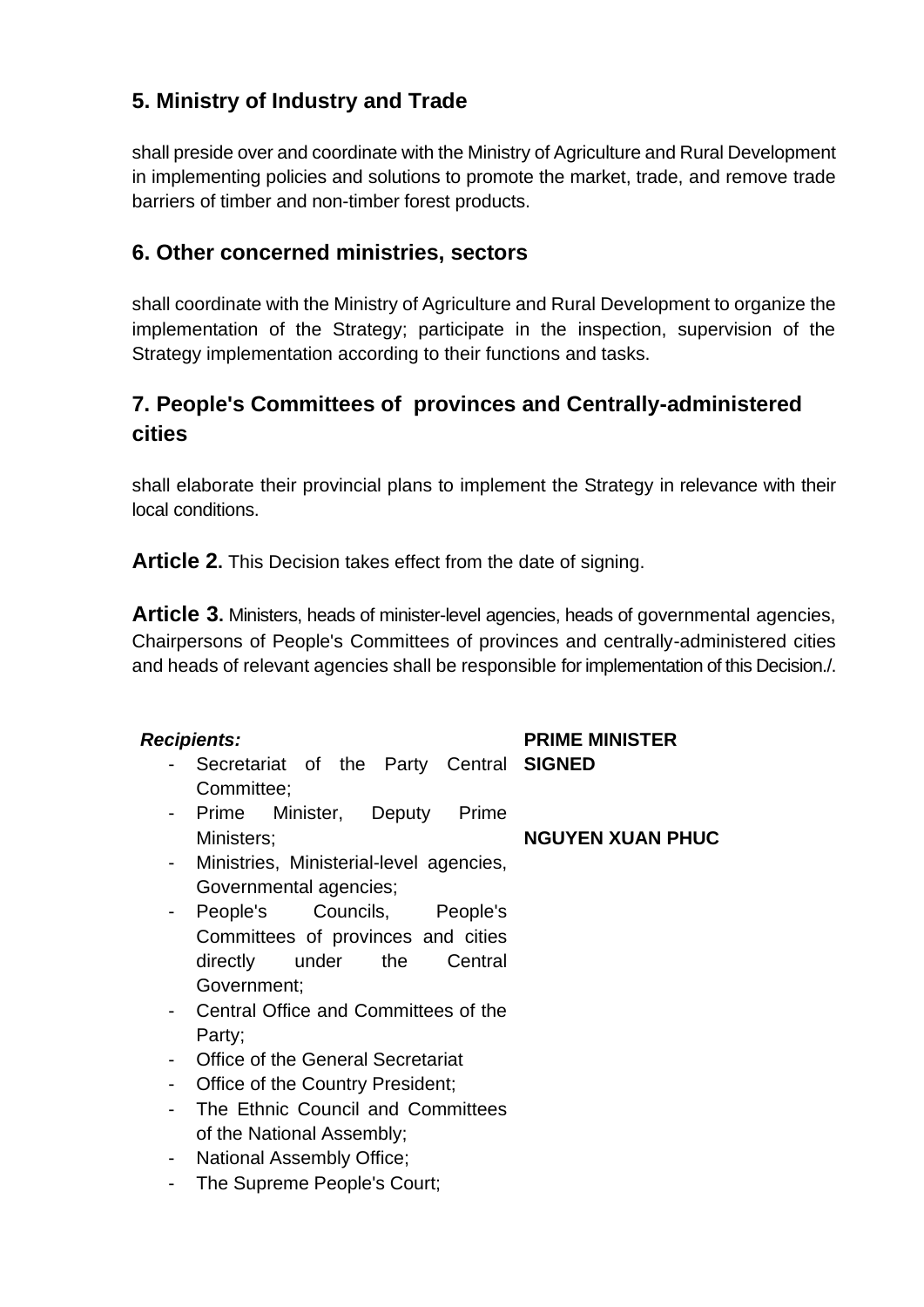## 5. Ministry of Industry and Trade

shall preside over and coordinate with the Ministry of Agriculture and Rural Development in implementing policies and solutions to promote the market, trade, and remove trade barriers of timber and non-timber forest products.

## 6. Other concerned ministries, sectors

shall coordinate with the Ministry of Agriculture and Rural Development to organize the implementation of the Strategy; participate in the inspection, supervision of the Strategy implementation according to their functions and tasks.

## 7. People's Committees of provinces and Centrally-administered cities

shall elaborate their provincial plans to implement the Strategy in relevance with their local conditions.

**Article 2.** This Decision takes effect from the date of signing.

**Article 3.** Ministers, heads of minister-level agencies, heads of governmental agencies, Chairpersons of People's Committees of provinces and centrally-administered cities and heads of relevant agencies shall be responsible for implementation of this Decision./.

**PRIME MINISTER**
**SIGNED**

**NGUYEN XUAN PHUC**

***Recipients:***

- Secretariat of the Party Central Committee;
- Prime Minister, Deputy Prime Ministers;
- Ministries, Ministerial-level agencies, Governmental agencies;
- People's Councils, People's Committees of provinces and cities directly under the Central Government;
- Central Office and Committees of the Party;
- Office of the General Secretariat
- Office of the Country President;
- The Ethnic Council and Committees of the National Assembly;
- National Assembly Office;
- The Supreme People's Court;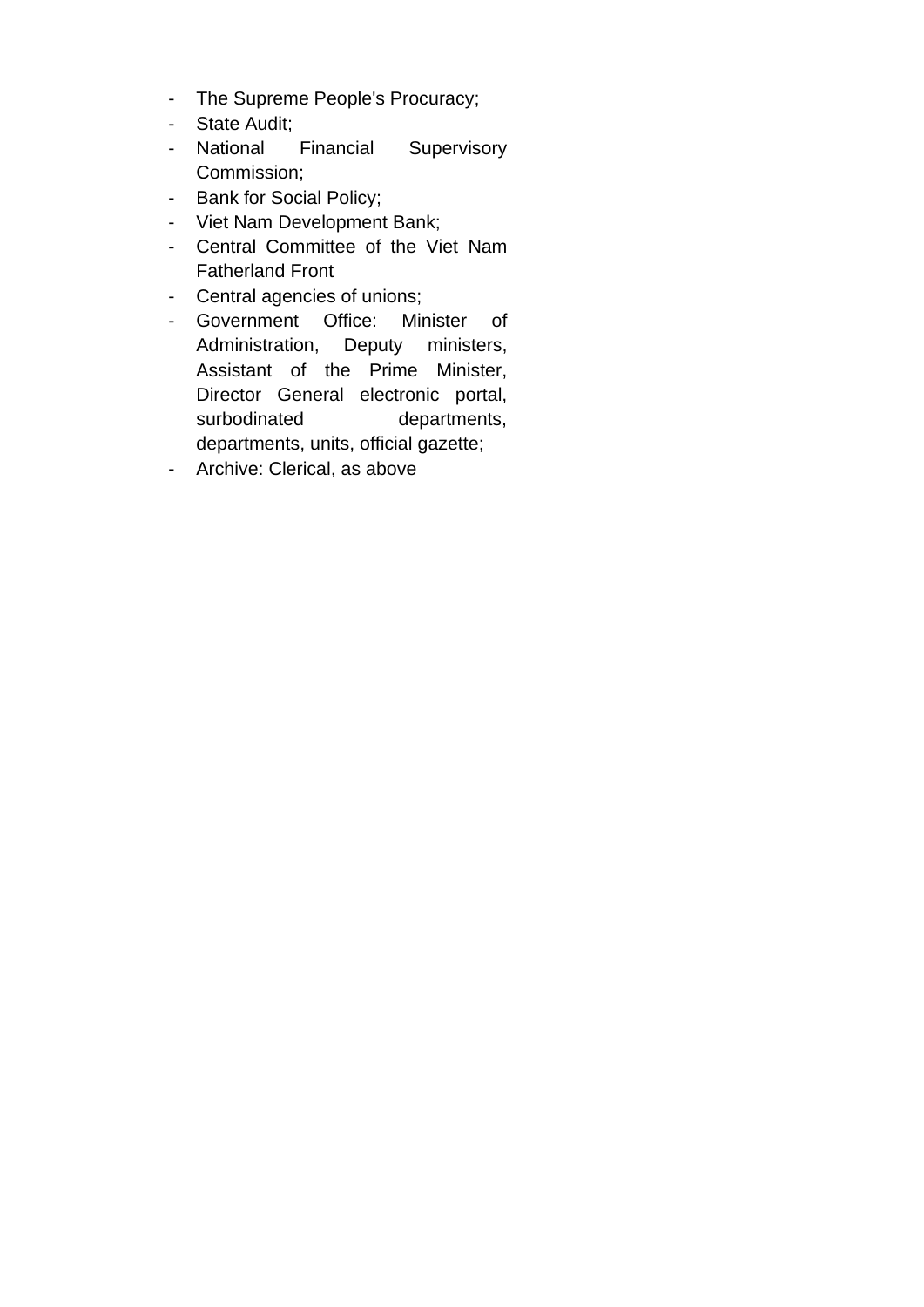- The Supreme People's Procuracy;
- State Audit;
- National Financial Supervisory Commission;
- Bank for Social Policy;
- Viet Nam Development Bank;
- Central Committee of the Viet Nam Fatherland Front
- Central agencies of unions;
- Government Office: Minister of Administration, Deputy ministers, Assistant of the Prime Minister, Director General electronic portal, surbodinated departments, departments, units, official gazette;
- Archive: Clerical, as above